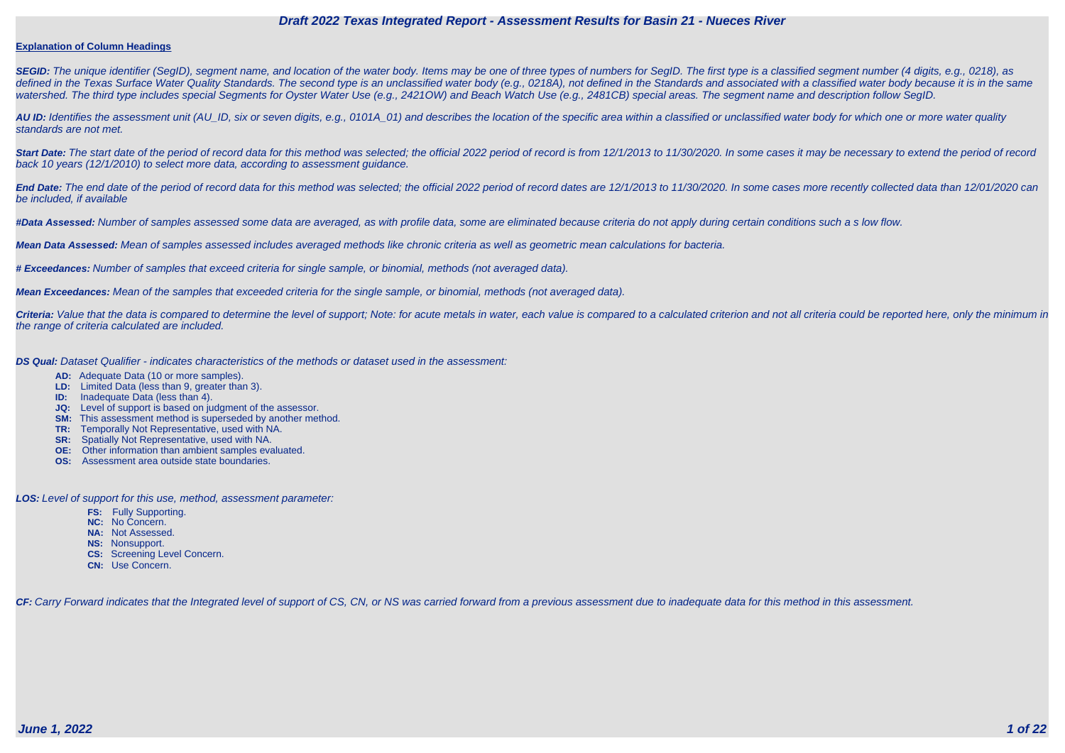# Draft 2022 Texas Integrated Report - Assessment Results for Basin 21 - Nueces River

**Explanation of Column Headings**

***SEGID:*** *The unique identifier (SegID), segment name, and location of the water body. Items may be one of three types of numbers for SegID. The first type is a classified segment number (4 digits, e.g., 0218), as defined in the Texas Surface Water Quality Standards. The second type is an unclassified water body (e.g., 0218A), not defined in the Standards and associated with a classified water body because it is in the same watershed. The third type includes special Segments for Oyster Water Use (e.g., 2421OW) and Beach Watch Use (e.g., 2481CB) special areas. The segment name and description follow SegID.*

***AU ID:*** *Identifies the assessment unit (AU_ID, six or seven digits, e.g., 0101A_01) and describes the location of the specific area within a classified or unclassified water body for which one or more water quality standards are not met.*

***Start Date:*** *The start date of the period of record data for this method was selected; the official 2022 period of record is from 12/1/2013 to 11/30/2020. In some cases it may be necessary to extend the period of record back 10 years (12/1/2010) to select more data, according to assessment guidance.*

***End Date:*** *The end date of the period of record data for this method was selected; the official 2022 period of record dates are 12/1/2013 to 11/30/2020. In some cases more recently collected data than 12/01/2020 can be included, if available*

***#Data Assessed:*** *Number of samples assessed some data are averaged, as with profile data, some are eliminated because criteria do not apply during certain conditions such a s low flow.*

***Mean Data Assessed:*** *Mean of samples assessed includes averaged methods like chronic criteria as well as geometric mean calculations for bacteria.*

***# Exceedances:*** *Number of samples that exceed criteria for single sample, or binomial, methods (not averaged data).*

***Mean Exceedances:*** *Mean of the samples that exceeded criteria for the single sample, or binomial, methods (not averaged data).*

***Criteria:*** *Value that the data is compared to determine the level of support; Note: for acute metals in water, each value is compared to a calculated criterion and not all criteria could be reported here, only the minimum in the range of criteria calculated are included.*

***DS Qual:*** *Dataset Qualifier - indicates characteristics of the methods or dataset used in the assessment:*

- **AD:** Adequate Data (10 or more samples).
- **LD:** Limited Data (less than 9, greater than 3).
- **ID:** Inadequate Data (less than 4).
- **JQ:** Level of support is based on judgment of the assessor.
- **SM:** This assessment method is superseded by another method.
- **TR:** Temporally Not Representative, used with NA.
- **SR:** Spatially Not Representative, used with NA.
- **OE:** Other information than ambient samples evaluated.
- **OS:** Assessment area outside state boundaries.

***LOS:*** *Level of support for this use, method, assessment parameter:*

- **FS:** Fully Supporting.
- **NC:** No Concern.
- **NA:** Not Assessed.
- **NS:** Nonsupport.
- **CS:** Screening Level Concern.
- **CN:** Use Concern.

***CF:*** *Carry Forward indicates that the Integrated level of support of CS, CN, or NS was carried forward from a previous assessment due to inadequate data for this method in this assessment.*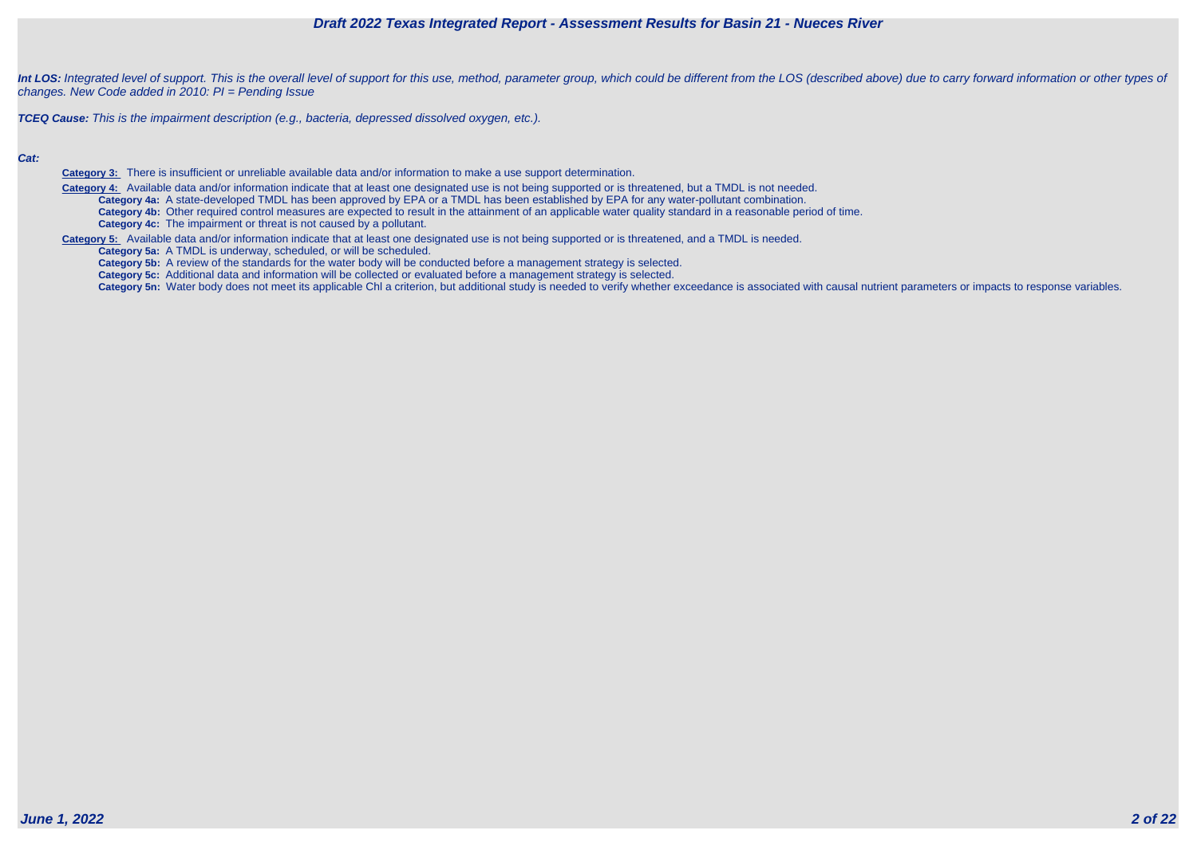***Int LOS:*** *Integrated level of support. This is the overall level of support for this use, method, parameter group, which could be different from the LOS (described above) due to carry forward information or other types of changes. New Code added in 2010: PI = Pending Issue*

***TCEQ Cause:*** *This is the impairment description (e.g., bacteria, depressed dissolved oxygen, etc.).*

***Cat:***

**Category 3:** There is insufficient or unreliable available data and/or information to make a use support determination.

**Category 4:** Available data and/or information indicate that at least one designated use is not being supported or is threatened, but a TMDL is not needed.

- **Category 4a:** A state-developed TMDL has been approved by EPA or a TMDL has been established by EPA for any water-pollutant combination.
- **Category 4b:** Other required control measures are expected to result in the attainment of an applicable water quality standard in a reasonable period of time.
- **Category 4c:** The impairment or threat is not caused by a pollutant.

**Category 5:** Available data and/or information indicate that at least one designated use is not being supported or is threatened, and a TMDL is needed.

- **Category 5a:** A TMDL is underway, scheduled, or will be scheduled.
- **Category 5b:** A review of the standards for the water body will be conducted before a management strategy is selected.
- **Category 5c:** Additional data and information will be collected or evaluated before a management strategy is selected.
- **Category 5n:** Water body does not meet its applicable Chl a criterion, but additional study is needed to verify whether exceedance is associated with causal nutrient parameters or impacts to response variables.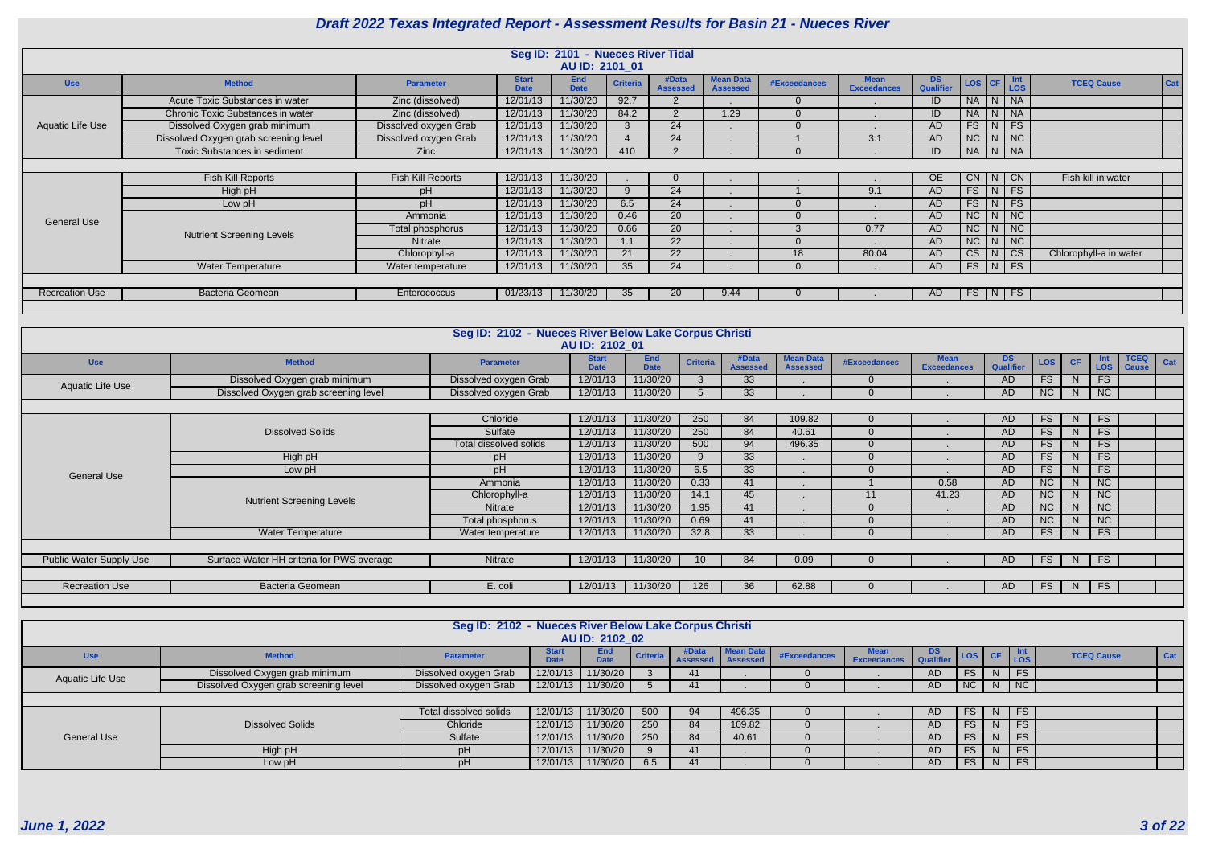# Draft 2022 Texas Integrated Report - Assessment Results for Basin 21 - Nueces River

## Seg ID: 2101 - Nueces River Tidal

### AU ID: 2101_01

| Use | Method | Parameter | Start Date | End Date | Criteria | #Data Assessed | Mean Data Assessed | #Exceedances | Mean Exceedances | DS Qualifier | LOS | CF | Int LOS | TCEQ Cause | Cat |
|---|---|---|---|---|---|---|---|---|---|---|---|---|---|---|---|
| Aquatic Life Use | Acute Toxic Substances in water | Zinc (dissolved) | 12/01/13 | 11/30/20 | 92.7 | 2 | . | 0 | . | ID | NA | N | NA | | |
| | Chronic Toxic Substances in water | Zinc (dissolved) | 12/01/13 | 11/30/20 | 84.2 | 2 | 1.29 | 0 | . | ID | NA | N | NA | | |
| | Dissolved Oxygen grab minimum | Dissolved oxygen Grab | 12/01/13 | 11/30/20 | 3 | 24 | . | 0 | . | AD | FS | N | FS | | |
| | Dissolved Oxygen grab screening level | Dissolved oxygen Grab | 12/01/13 | 11/30/20 | 4 | 24 | . | 1 | 3.1 | AD | NC | N | NC | | |
| | Toxic Substances in sediment | Zinc | 12/01/13 | 11/30/20 | 410 | 2 | . | 0 | . | ID | NA | N | NA | | |
| General Use | Fish Kill Reports | Fish Kill Reports | 12/01/13 | 11/30/20 | . | 0 | . | . | . | OE | CN | N | CN | Fish kill in water | |
| | High pH | pH | 12/01/13 | 11/30/20 | 9 | 24 | . | 1 | 9.1 | AD | FS | N | FS | | |
| | Low pH | pH | 12/01/13 | 11/30/20 | 6.5 | 24 | . | 0 | . | AD | FS | N | FS | | |
| | Nutrient Screening Levels | Ammonia | 12/01/13 | 11/30/20 | 0.46 | 20 | . | 0 | . | AD | NC | N | NC | | |
| | | Total phosphorus | 12/01/13 | 11/30/20 | 0.66 | 20 | . | 3 | 0.77 | AD | NC | N | NC | | |
| | | Nitrate | 12/01/13 | 11/30/20 | 1.1 | 22 | . | 0 | . | AD | NC | N | NC | | |
| | | Chlorophyll-a | 12/01/13 | 11/30/20 | 21 | 22 | . | 18 | 80.04 | AD | CS | N | CS | Chlorophyll-a in water | |
| | Water Temperature | Water temperature | 12/01/13 | 11/30/20 | 35 | 24 | . | 0 | . | AD | FS | N | FS | | |
| Recreation Use | Bacteria Geomean | Enterococcus | 01/23/13 | 11/30/20 | 35 | 20 | 9.44 | 0 | . | AD | FS | N | FS | | |

## Seg ID: 2102 - Nueces River Below Lake Corpus Christi

### AU ID: 2102_01

| Use | Method | Parameter | Start Date | End Date | Criteria | #Data Assessed | Mean Data Assessed | #Exceedances | Mean Exceedances | DS Qualifier | LOS | CF | Int LOS | TCEQ Cause | Cat |
|---|---|---|---|---|---|---|---|---|---|---|---|---|---|---|---|
| Aquatic Life Use | Dissolved Oxygen grab minimum | Dissolved oxygen Grab | 12/01/13 | 11/30/20 | 3 | 33 | . | 0 | . | AD | FS | N | FS | | |
| | Dissolved Oxygen grab screening level | Dissolved oxygen Grab | 12/01/13 | 11/30/20 | 5 | 33 | . | 0 | . | AD | NC | N | NC | | |
| General Use | Dissolved Solids | Chloride | 12/01/13 | 11/30/20 | 250 | 84 | 109.82 | 0 | . | AD | FS | N | FS | | |
| | | Sulfate | 12/01/13 | 11/30/20 | 250 | 84 | 40.61 | 0 | . | AD | FS | N | FS | | |
| | | Total dissolved solids | 12/01/13 | 11/30/20 | 500 | 94 | 496.35 | 0 | . | AD | FS | N | FS | | |
| | High pH | pH | 12/01/13 | 11/30/20 | 9 | 33 | . | 0 | . | AD | FS | N | FS | | |
| | Low pH | pH | 12/01/13 | 11/30/20 | 6.5 | 33 | . | 0 | . | AD | FS | N | FS | | |
| | Nutrient Screening Levels | Ammonia | 12/01/13 | 11/30/20 | 0.33 | 41 | . | 1 | 0.58 | AD | NC | N | NC | | |
| | | Chlorophyll-a | 12/01/13 | 11/30/20 | 14.1 | 45 | . | 11 | 41.23 | AD | NC | N | NC | | |
| | | Nitrate | 12/01/13 | 11/30/20 | 1.95 | 41 | . | 0 | . | AD | NC | N | NC | | |
| | | Total phosphorus | 12/01/13 | 11/30/20 | 0.69 | 41 | . | 0 | . | AD | NC | N | NC | | |
| | Water Temperature | Water temperature | 12/01/13 | 11/30/20 | 32.8 | 33 | . | 0 | . | AD | FS | N | FS | | |
| Public Water Supply Use | Surface Water HH criteria for PWS average | Nitrate | 12/01/13 | 11/30/20 | 10 | 84 | 0.09 | 0 | . | AD | FS | N | FS | | |
| Recreation Use | Bacteria Geomean | E. coli | 12/01/13 | 11/30/20 | 126 | 36 | 62.88 | 0 | . | AD | FS | N | FS | | |

## Seg ID: 2102 - Nueces River Below Lake Corpus Christi

### AU ID: 2102_02

| Use | Method | Parameter | Start Date | End Date | Criteria | #Data Assessed | Mean Data Assessed | #Exceedances | Mean Exceedances | DS Qualifier | LOS | CF | Int LOS | TCEQ Cause | Cat |
|---|---|---|---|---|---|---|---|---|---|---|---|---|---|---|---|
| Aquatic Life Use | Dissolved Oxygen grab minimum | Dissolved oxygen Grab | 12/01/13 | 11/30/20 | 3 | 41 | . | 0 | . | AD | FS | N | FS | | |
| | Dissolved Oxygen grab screening level | Dissolved oxygen Grab | 12/01/13 | 11/30/20 | 5 | 41 | . | 0 | . | AD | NC | N | NC | | |
| General Use | Dissolved Solids | Total dissolved solids | 12/01/13 | 11/30/20 | 500 | 94 | 496.35 | 0 | . | AD | FS | N | FS | | |
| | | Chloride | 12/01/13 | 11/30/20 | 250 | 84 | 109.82 | 0 | . | AD | FS | N | FS | | |
| | | Sulfate | 12/01/13 | 11/30/20 | 250 | 84 | 40.61 | 0 | . | AD | FS | N | FS | | |
| | High pH | pH | 12/01/13 | 11/30/20 | 9 | 41 | . | 0 | . | AD | FS | N | FS | | |
| | Low pH | pH | 12/01/13 | 11/30/20 | 6.5 | 41 | . | 0 | . | AD | FS | N | FS | | |

*June 1, 2022*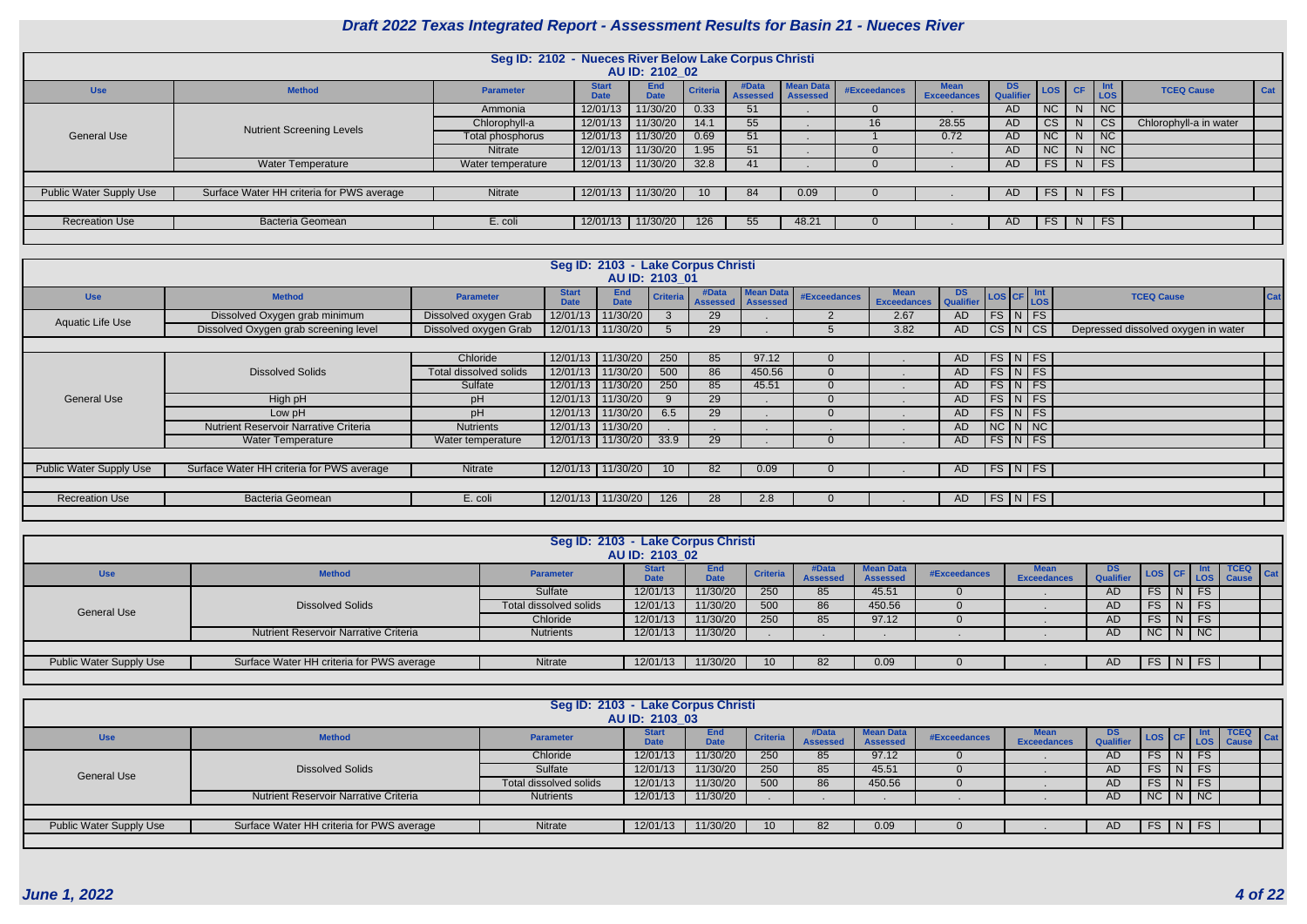# Draft 2022 Texas Integrated Report - Assessment Results for Basin 21 - Nueces River

## Seg ID: 2102 - Nueces River Below Lake Corpus Christi
### AU ID: 2102_02

| Use | Method | Parameter | Start Date | End Date | Criteria | #Data Assessed | Mean Data Assessed | #Exceedances | Mean Exceedances | DS Qualifier | LOS | CF | Int LOS | TCEQ Cause | Cat |
|---|---|---|---|---|---|---|---|---|---|---|---|---|---|---|---|
| General Use | Nutrient Screening Levels | Ammonia | 12/01/13 | 11/30/20 | 0.33 | 51 | . | 0 | . | AD | NC | N | NC | | |
| | | Chlorophyll-a | 12/01/13 | 11/30/20 | 14.1 | 55 | . | 16 | 28.55 | AD | CS | N | CS | Chlorophyll-a in water | |
| | | Total phosphorus | 12/01/13 | 11/30/20 | 0.69 | 51 | . | 1 | 0.72 | AD | NC | N | NC | | |
| | | Nitrate | 12/01/13 | 11/30/20 | 1.95 | 51 | . | 0 | . | AD | NC | N | NC | | |
| | Water Temperature | Water temperature | 12/01/13 | 11/30/20 | 32.8 | 41 | . | 0 | . | AD | FS | N | FS | | |
| Public Water Supply Use | Surface Water HH criteria for PWS average | Nitrate | 12/01/13 | 11/30/20 | 10 | 84 | 0.09 | 0 | . | AD | FS | N | FS | | |
| Recreation Use | Bacteria Geomean | E. coli | 12/01/13 | 11/30/20 | 126 | 55 | 48.21 | 0 | . | AD | FS | N | FS | | |

## Seg ID: 2103 - Lake Corpus Christi
### AU ID: 2103_01

| Use | Method | Parameter | Start Date | End Date | Criteria | #Data Assessed | Mean Data Assessed | #Exceedances | Mean Exceedances | DS Qualifier | LOS | CF | Int LOS | TCEQ Cause | Cat |
|---|---|---|---|---|---|---|---|---|---|---|---|---|---|---|---|
| Aquatic Life Use | Dissolved Oxygen grab minimum | Dissolved oxygen Grab | 12/01/13 | 11/30/20 | 3 | 29 | . | 2 | 2.67 | AD | FS | N | FS | | |
| | Dissolved Oxygen grab screening level | Dissolved oxygen Grab | 12/01/13 | 11/30/20 | 5 | 29 | . | 5 | 3.82 | AD | CS | N | CS | Depressed dissolved oxygen in water | |
| General Use | Dissolved Solids | Chloride | 12/01/13 | 11/30/20 | 250 | 85 | 97.12 | 0 | . | AD | FS | N | FS | | |
| | | Total dissolved solids | 12/01/13 | 11/30/20 | 500 | 86 | 450.56 | 0 | . | AD | FS | N | FS | | |
| | | Sulfate | 12/01/13 | 11/30/20 | 250 | 85 | 45.51 | 0 | . | AD | FS | N | FS | | |
| | High pH | pH | 12/01/13 | 11/30/20 | 9 | 29 | . | 0 | . | AD | FS | N | FS | | |
| | Low pH | pH | 12/01/13 | 11/30/20 | 6.5 | 29 | . | 0 | . | AD | FS | N | FS | | |
| | Nutrient Reservoir Narrative Criteria | Nutrients | 12/01/13 | 11/30/20 | . | . | . | . | . | AD | NC | N | NC | | |
| | Water Temperature | Water temperature | 12/01/13 | 11/30/20 | 33.9 | 29 | . | 0 | . | AD | FS | N | FS | | |
| Public Water Supply Use | Surface Water HH criteria for PWS average | Nitrate | 12/01/13 | 11/30/20 | 10 | 82 | 0.09 | 0 | . | AD | FS | N | FS | | |
| Recreation Use | Bacteria Geomean | E. coli | 12/01/13 | 11/30/20 | 126 | 28 | 2.8 | 0 | . | AD | FS | N | FS | | |

## Seg ID: 2103 - Lake Corpus Christi
### AU ID: 2103_02

| Use | Method | Parameter | Start Date | End Date | Criteria | #Data Assessed | Mean Data Assessed | #Exceedances | Mean Exceedances | DS Qualifier | LOS | CF | Int LOS | TCEQ Cause | Cat |
|---|---|---|---|---|---|---|---|---|---|---|---|---|---|---|---|
| General Use | Dissolved Solids | Sulfate | 12/01/13 | 11/30/20 | 250 | 85 | 45.51 | 0 | . | AD | FS | N | FS | | |
| | | Total dissolved solids | 12/01/13 | 11/30/20 | 500 | 86 | 450.56 | 0 | . | AD | FS | N | FS | | |
| | | Chloride | 12/01/13 | 11/30/20 | 250 | 85 | 97.12 | 0 | . | AD | FS | N | FS | | |
| | Nutrient Reservoir Narrative Criteria | Nutrients | 12/01/13 | 11/30/20 | . | . | . | . | . | AD | NC | N | NC | | |
| Public Water Supply Use | Surface Water HH criteria for PWS average | Nitrate | 12/01/13 | 11/30/20 | 10 | 82 | 0.09 | 0 | . | AD | FS | N | FS | | |

## Seg ID: 2103 - Lake Corpus Christi
### AU ID: 2103_03

| Use | Method | Parameter | Start Date | End Date | Criteria | #Data Assessed | Mean Data Assessed | #Exceedances | Mean Exceedances | DS Qualifier | LOS | CF | Int LOS | TCEQ Cause | Cat |
|---|---|---|---|---|---|---|---|---|---|---|---|---|---|---|---|
| General Use | Dissolved Solids | Chloride | 12/01/13 | 11/30/20 | 250 | 85 | 97.12 | 0 | . | AD | FS | N | FS | | |
| | | Sulfate | 12/01/13 | 11/30/20 | 250 | 85 | 45.51 | 0 | . | AD | FS | N | FS | | |
| | | Total dissolved solids | 12/01/13 | 11/30/20 | 500 | 86 | 450.56 | 0 | . | AD | FS | N | FS | | |
| | Nutrient Reservoir Narrative Criteria | Nutrients | 12/01/13 | 11/30/20 | . | . | . | . | . | AD | NC | N | NC | | |
| Public Water Supply Use | Surface Water HH criteria for PWS average | Nitrate | 12/01/13 | 11/30/20 | 10 | 82 | 0.09 | 0 | . | AD | FS | N | FS | | |

*June 1, 2022*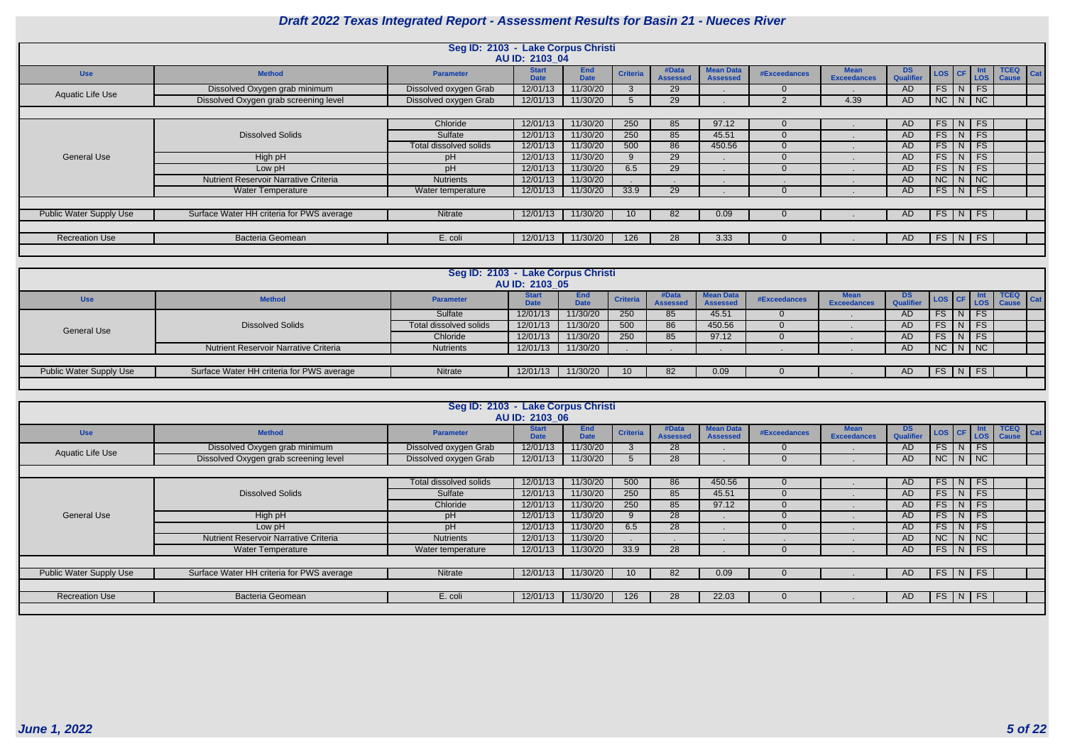# Draft 2022 Texas Integrated Report - Assessment Results for Basin 21 - Nueces River

## Seg ID: 2103 - Lake Corpus Christi

### AU ID: 2103_04

| Use | Method | Parameter | Start Date | End Date | Criteria | #Data Assessed | Mean Data Assessed | #Exceedances | Mean Exceedances | DS Qualifier | LOS | CF | Int LOS | TCEQ Cause | Cat |
|---|---|---|---|---|---|---|---|---|---|---|---|---|---|---|---|
| Aquatic Life Use | Dissolved Oxygen grab minimum | Dissolved oxygen Grab | 12/01/13 | 11/30/20 | 3 | 29 | . | 0 | . | AD | FS | N | FS | | |
| | Dissolved Oxygen grab screening level | Dissolved oxygen Grab | 12/01/13 | 11/30/20 | 5 | 29 | . | 2 | 4.39 | AD | NC | N | NC | | |
| General Use | Dissolved Solids | Chloride | 12/01/13 | 11/30/20 | 250 | 85 | 97.12 | 0 | . | AD | FS | N | FS | | |
| | | Sulfate | 12/01/13 | 11/30/20 | 250 | 85 | 45.51 | 0 | . | AD | FS | N | FS | | |
| | | Total dissolved solids | 12/01/13 | 11/30/20 | 500 | 86 | 450.56 | 0 | . | AD | FS | N | FS | | |
| | High pH | pH | 12/01/13 | 11/30/20 | 9 | 29 | . | 0 | . | AD | FS | N | FS | | |
| | Low pH | pH | 12/01/13 | 11/30/20 | 6.5 | 29 | . | 0 | . | AD | FS | N | FS | | |
| | Nutrient Reservoir Narrative Criteria | Nutrients | 12/01/13 | 11/30/20 | . | . | . | . | . | AD | NC | N | NC | | |
| | Water Temperature | Water temperature | 12/01/13 | 11/30/20 | 33.9 | 29 | . | 0 | . | AD | FS | N | FS | | |
| Public Water Supply Use | Surface Water HH criteria for PWS average | Nitrate | 12/01/13 | 11/30/20 | 10 | 82 | 0.09 | 0 | . | AD | FS | N | FS | | |
| Recreation Use | Bacteria Geomean | E. coli | 12/01/13 | 11/30/20 | 126 | 28 | 3.33 | 0 | . | AD | FS | N | FS | | |

## Seg ID: 2103 - Lake Corpus Christi

### AU ID: 2103_05

| Use | Method | Parameter | Start Date | End Date | Criteria | #Data Assessed | Mean Data Assessed | #Exceedances | Mean Exceedances | DS Qualifier | LOS | CF | Int LOS | TCEQ Cause | Cat |
|---|---|---|---|---|---|---|---|---|---|---|---|---|---|---|---|
| General Use | Dissolved Solids | Sulfate | 12/01/13 | 11/30/20 | 250 | 85 | 45.51 | 0 | . | AD | FS | N | FS | | |
| | | Total dissolved solids | 12/01/13 | 11/30/20 | 500 | 86 | 450.56 | 0 | . | AD | FS | N | FS | | |
| | | Chloride | 12/01/13 | 11/30/20 | 250 | 85 | 97.12 | 0 | . | AD | FS | N | FS | | |
| | Nutrient Reservoir Narrative Criteria | Nutrients | 12/01/13 | 11/30/20 | . | . | . | . | . | AD | NC | N | NC | | |
| Public Water Supply Use | Surface Water HH criteria for PWS average | Nitrate | 12/01/13 | 11/30/20 | 10 | 82 | 0.09 | 0 | . | AD | FS | N | FS | | |

## Seg ID: 2103 - Lake Corpus Christi

### AU ID: 2103_06

| Use | Method | Parameter | Start Date | End Date | Criteria | #Data Assessed | Mean Data Assessed | #Exceedances | Mean Exceedances | DS Qualifier | LOS | CF | Int LOS | TCEQ Cause | Cat |
|---|---|---|---|---|---|---|---|---|---|---|---|---|---|---|---|
| Aquatic Life Use | Dissolved Oxygen grab minimum | Dissolved oxygen Grab | 12/01/13 | 11/30/20 | 3 | 28 | . | 0 | . | AD | FS | N | FS | | |
| | Dissolved Oxygen grab screening level | Dissolved oxygen Grab | 12/01/13 | 11/30/20 | 5 | 28 | . | 0 | . | AD | NC | N | NC | | |
| General Use | Dissolved Solids | Total dissolved solids | 12/01/13 | 11/30/20 | 500 | 86 | 450.56 | 0 | . | AD | FS | N | FS | | |
| | | Sulfate | 12/01/13 | 11/30/20 | 250 | 85 | 45.51 | 0 | . | AD | FS | N | FS | | |
| | | Chloride | 12/01/13 | 11/30/20 | 250 | 85 | 97.12 | 0 | . | AD | FS | N | FS | | |
| | High pH | pH | 12/01/13 | 11/30/20 | 9 | 28 | . | 0 | . | AD | FS | N | FS | | |
| | Low pH | pH | 12/01/13 | 11/30/20 | 6.5 | 28 | . | 0 | . | AD | FS | N | FS | | |
| | Nutrient Reservoir Narrative Criteria | Nutrients | 12/01/13 | 11/30/20 | . | . | . | . | . | AD | NC | N | NC | | |
| | Water Temperature | Water temperature | 12/01/13 | 11/30/20 | 33.9 | 28 | . | 0 | . | AD | FS | N | FS | | |
| Public Water Supply Use | Surface Water HH criteria for PWS average | Nitrate | 12/01/13 | 11/30/20 | 10 | 82 | 0.09 | 0 | . | AD | FS | N | FS | | |
| Recreation Use | Bacteria Geomean | E. coli | 12/01/13 | 11/30/20 | 126 | 28 | 22.03 | 0 | . | AD | FS | N | FS | | |

*June 1, 2022*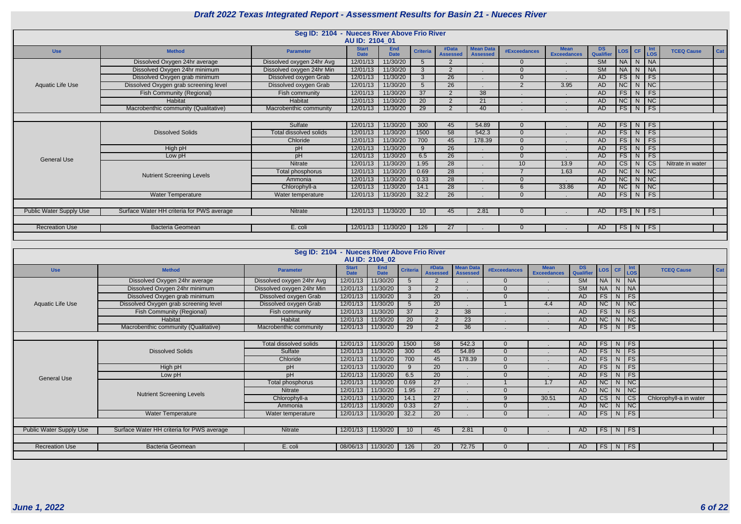# Draft 2022 Texas Integrated Report - Assessment Results for Basin 21 - Nueces River

## Seg ID: 2104 - Nueces River Above Frio River

### AU ID: 2104_01

| Use | Method | Parameter | Start Date | End Date | Criteria | #Data Assessed | Mean Data Assessed | #Exceedances | Mean Exceedances | DS Qualifier | LOS | CF | Int LOS | TCEQ Cause | Cat |
|---|---|---|---|---|---|---|---|---|---|---|---|---|---|---|---|
| Aquatic Life Use | Dissolved Oxygen 24hr average | Dissolved oxygen 24hr Avg | 12/01/13 | 11/30/20 | 5 | 2 | . | 0 | . | SM | NA | N | NA | | |
| | Dissolved Oxygen 24hr minimum | Dissolved oxygen 24hr Min | 12/01/13 | 11/30/20 | 3 | 2 | . | 0 | . | SM | NA | N | NA | | |
| | Dissolved Oxygen grab minimum | Dissolved oxygen Grab | 12/01/13 | 11/30/20 | 3 | 26 | . | 0 | . | AD | FS | N | FS | | |
| | Dissolved Oxygen grab screening level | Dissolved oxygen Grab | 12/01/13 | 11/30/20 | 5 | 26 | . | 2 | 3.95 | AD | NC | N | NC | | |
| | Fish Community (Regional) | Fish community | 12/01/13 | 11/30/20 | 37 | 2 | 38 | . | . | AD | FS | N | FS | | |
| | Habitat | Habitat | 12/01/13 | 11/30/20 | 20 | 2 | 21 | . | . | AD | NC | N | NC | | |
| | Macrobenthic community (Qualitative) | Macrobenthic community | 12/01/13 | 11/30/20 | 29 | 2 | 40 | . | . | AD | FS | N | FS | | |
| General Use | Dissolved Solids | Sulfate | 12/01/13 | 11/30/20 | 300 | 45 | 54.89 | 0 | . | AD | FS | N | FS | | |
| | | Total dissolved solids | 12/01/13 | 11/30/20 | 1500 | 58 | 542.3 | 0 | . | AD | FS | N | FS | | |
| | | Chloride | 12/01/13 | 11/30/20 | 700 | 45 | 178.39 | 0 | . | AD | FS | N | FS | | |
| | High pH | pH | 12/01/13 | 11/30/20 | 9 | 26 | . | 0 | . | AD | FS | N | FS | | |
| | Low pH | pH | 12/01/13 | 11/30/20 | 6.5 | 26 | . | 0 | . | AD | FS | N | FS | | |
| | Nutrient Screening Levels | Nitrate | 12/01/13 | 11/30/20 | 1.95 | 28 | . | 10 | 13.9 | AD | CS | N | CS | Nitrate in water | |
| | | Total phosphorus | 12/01/13 | 11/30/20 | 0.69 | 28 | . | 7 | 1.63 | AD | NC | N | NC | | |
| | | Ammonia | 12/01/13 | 11/30/20 | 0.33 | 28 | . | 0 | . | AD | NC | N | NC | | |
| | | Chlorophyll-a | 12/01/13 | 11/30/20 | 14.1 | 28 | . | 6 | 33.86 | AD | NC | N | NC | | |
| | Water Temperature | Water temperature | 12/01/13 | 11/30/20 | 32.2 | 26 | . | 0 | . | AD | FS | N | FS | | |
| Public Water Supply Use | Surface Water HH criteria for PWS average | Nitrate | 12/01/13 | 11/30/20 | 10 | 45 | 2.81 | 0 | . | AD | FS | N | FS | | |
| Recreation Use | Bacteria Geomean | E. coli | 12/01/13 | 11/30/20 | 126 | 27 | . | 0 | . | AD | FS | N | FS | | |

## Seg ID: 2104 - Nueces River Above Frio River

### AU ID: 2104_02

| Use | Method | Parameter | Start Date | End Date | Criteria | #Data Assessed | Mean Data Assessed | #Exceedances | Mean Exceedances | DS Qualifier | LOS | CF | Int LOS | TCEQ Cause | Cat |
|---|---|---|---|---|---|---|---|---|---|---|---|---|---|---|---|
| Aquatic Life Use | Dissolved Oxygen 24hr average | Dissolved oxygen 24hr Avg | 12/01/13 | 11/30/20 | 5 | 2 | . | 0 | . | SM | NA | N | NA | | |
| | Dissolved Oxygen 24hr minimum | Dissolved oxygen 24hr Min | 12/01/13 | 11/30/20 | 3 | 2 | . | 0 | . | SM | NA | N | NA | | |
| | Dissolved Oxygen grab minimum | Dissolved oxygen Grab | 12/01/13 | 11/30/20 | 3 | 20 | . | 0 | . | AD | FS | N | FS | | |
| | Dissolved Oxygen grab screening level | Dissolved oxygen Grab | 12/01/13 | 11/30/20 | 5 | 20 | . | 1 | 4.4 | AD | NC | N | NC | | |
| | Fish Community (Regional) | Fish community | 12/01/13 | 11/30/20 | 37 | 2 | 38 | . | . | AD | FS | N | FS | | |
| | Habitat | Habitat | 12/01/13 | 11/30/20 | 20 | 2 | 23 | . | . | AD | NC | N | NC | | |
| | Macrobenthic community (Qualitative) | Macrobenthic community | 12/01/13 | 11/30/20 | 29 | 2 | 36 | . | . | AD | FS | N | FS | | |
| General Use | Dissolved Solids | Total dissolved solids | 12/01/13 | 11/30/20 | 1500 | 58 | 542.3 | 0 | . | AD | FS | N | FS | | |
| | | Sulfate | 12/01/13 | 11/30/20 | 300 | 45 | 54.89 | 0 | . | AD | FS | N | FS | | |
| | | Chloride | 12/01/13 | 11/30/20 | 700 | 45 | 178.39 | 0 | . | AD | FS | N | FS | | |
| | High pH | pH | 12/01/13 | 11/30/20 | 9 | 20 | . | 0 | . | AD | FS | N | FS | | |
| | Low pH | pH | 12/01/13 | 11/30/20 | 6.5 | 20 | . | 0 | . | AD | FS | N | FS | | |
| | Nutrient Screening Levels | Total phosphorus | 12/01/13 | 11/30/20 | 0.69 | 27 | . | 1 | 1.7 | AD | NC | N | NC | | |
| | | Nitrate | 12/01/13 | 11/30/20 | 1.95 | 27 | . | 0 | . | AD | NC | N | NC | | |
| | | Chlorophyll-a | 12/01/13 | 11/30/20 | 14.1 | 27 | . | 9 | 30.51 | AD | CS | N | CS | Chlorophyll-a in water | |
| | | Ammonia | 12/01/13 | 11/30/20 | 0.33 | 27 | . | 0 | . | AD | NC | N | NC | | |
| | Water Temperature | Water temperature | 12/01/13 | 11/30/20 | 32.2 | 20 | . | 0 | . | AD | FS | N | FS | | |
| Public Water Supply Use | Surface Water HH criteria for PWS average | Nitrate | 12/01/13 | 11/30/20 | 10 | 45 | 2.81 | 0 | . | AD | FS | N | FS | | |
| Recreation Use | Bacteria Geomean | E. coli | 08/06/13 | 11/30/20 | 126 | 20 | 72.75 | 0 | . | AD | FS | N | FS | | |

June 1, 2022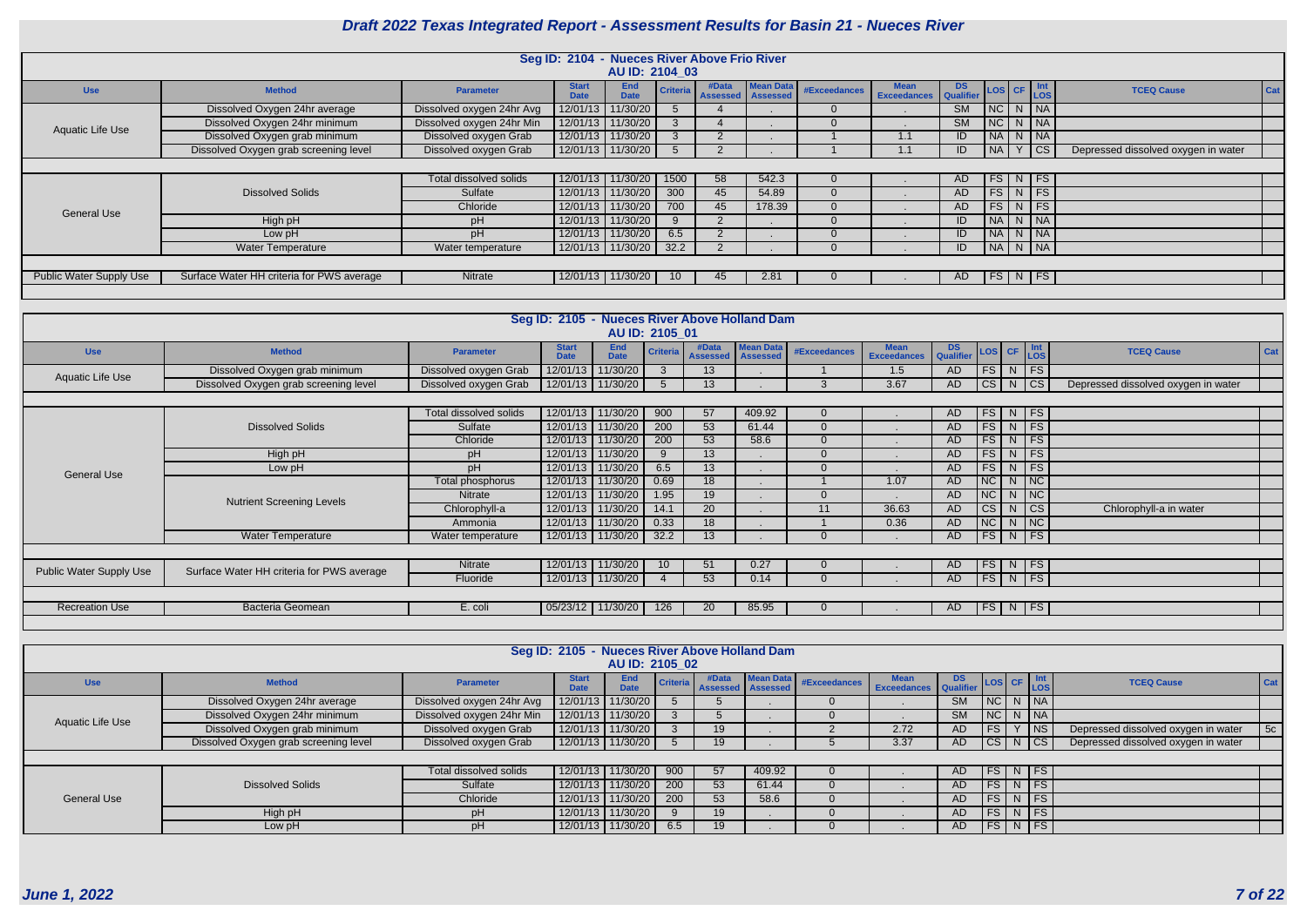# Draft 2022 Texas Integrated Report - Assessment Results for Basin 21 - Nueces River

## Seg ID: 2104 - Nueces River Above Frio River

### AU ID: 2104_03

| Use | Method | Parameter | Start Date | End Date | Criteria | #Data Assessed | Mean Data Assessed | #Exceedances | Mean Exceedances | DS Qualifier | LOS | CF | Int LOS | TCEQ Cause | Cat |
|---|---|---|---|---|---|---|---|---|---|---|---|---|---|---|---|
| Aquatic Life Use | Dissolved Oxygen 24hr average | Dissolved oxygen 24hr Avg | 12/01/13 | 11/30/20 | 5 | 4 | . | 0 | . | SM | NC | N | NA | | |
| | Dissolved Oxygen 24hr minimum | Dissolved oxygen 24hr Min | 12/01/13 | 11/30/20 | 3 | 4 | . | 0 | . | SM | NC | N | NA | | |
| | Dissolved Oxygen grab minimum | Dissolved oxygen Grab | 12/01/13 | 11/30/20 | 3 | 2 | . | 1 | 1.1 | ID | NA | N | NA | | |
| | Dissolved Oxygen grab screening level | Dissolved oxygen Grab | 12/01/13 | 11/30/20 | 5 | 2 | . | 1 | 1.1 | ID | NA | Y | CS | Depressed dissolved oxygen in water | |
| General Use | Dissolved Solids | Total dissolved solids | 12/01/13 | 11/30/20 | 1500 | 58 | 542.3 | 0 | . | AD | FS | N | FS | | |
| | | Sulfate | 12/01/13 | 11/30/20 | 300 | 45 | 54.89 | 0 | . | AD | FS | N | FS | | |
| | | Chloride | 12/01/13 | 11/30/20 | 700 | 45 | 178.39 | 0 | . | AD | FS | N | FS | | |
| | High pH | pH | 12/01/13 | 11/30/20 | 9 | 2 | . | 0 | . | ID | NA | N | NA | | |
| | Low pH | pH | 12/01/13 | 11/30/20 | 6.5 | 2 | . | 0 | . | ID | NA | N | NA | | |
| | Water Temperature | Water temperature | 12/01/13 | 11/30/20 | 32.2 | 2 | . | 0 | . | ID | NA | N | NA | | |
| Public Water Supply Use | Surface Water HH criteria for PWS average | Nitrate | 12/01/13 | 11/30/20 | 10 | 45 | 2.81 | 0 | . | AD | FS | N | FS | | |

## Seg ID: 2105 - Nueces River Above Holland Dam

### AU ID: 2105_01

| Use | Method | Parameter | Start Date | End Date | Criteria | #Data Assessed | Mean Data Assessed | #Exceedances | Mean Exceedances | DS Qualifier | LOS | CF | Int LOS | TCEQ Cause | Cat |
|---|---|---|---|---|---|---|---|---|---|---|---|---|---|---|---|
| Aquatic Life Use | Dissolved Oxygen grab minimum | Dissolved oxygen Grab | 12/01/13 | 11/30/20 | 3 | 13 | . | 1 | 1.5 | AD | FS | N | FS | | |
| | Dissolved Oxygen grab screening level | Dissolved oxygen Grab | 12/01/13 | 11/30/20 | 5 | 13 | . | 3 | 3.67 | AD | CS | N | CS | Depressed dissolved oxygen in water | |
| General Use | Dissolved Solids | Total dissolved solids | 12/01/13 | 11/30/20 | 900 | 57 | 409.92 | 0 | . | AD | FS | N | FS | | |
| | | Sulfate | 12/01/13 | 11/30/20 | 200 | 53 | 61.44 | 0 | . | AD | FS | N | FS | | |
| | | Chloride | 12/01/13 | 11/30/20 | 200 | 53 | 58.6 | 0 | . | AD | FS | N | FS | | |
| | High pH | pH | 12/01/13 | 11/30/20 | 9 | 13 | . | 0 | . | AD | FS | N | FS | | |
| | Low pH | pH | 12/01/13 | 11/30/20 | 6.5 | 13 | . | 0 | . | AD | FS | N | FS | | |
| | Nutrient Screening Levels | Total phosphorus | 12/01/13 | 11/30/20 | 0.69 | 18 | . | 1 | 1.07 | AD | NC | N | NC | | |
| | | Nitrate | 12/01/13 | 11/30/20 | 1.95 | 19 | . | 0 | . | AD | NC | N | NC | | |
| | | Chlorophyll-a | 12/01/13 | 11/30/20 | 14.1 | 20 | . | 11 | 36.63 | AD | CS | N | CS | Chlorophyll-a in water | |
| | | Ammonia | 12/01/13 | 11/30/20 | 0.33 | 18 | . | 1 | 0.36 | AD | NC | N | NC | | |
| | Water Temperature | Water temperature | 12/01/13 | 11/30/20 | 32.2 | 13 | . | 0 | . | AD | FS | N | FS | | |
| Public Water Supply Use | Surface Water HH criteria for PWS average | Nitrate | 12/01/13 | 11/30/20 | 10 | 51 | 0.27 | 0 | . | AD | FS | N | FS | | |
| | | Fluoride | 12/01/13 | 11/30/20 | 4 | 53 | 0.14 | 0 | . | AD | FS | N | FS | | |
| Recreation Use | Bacteria Geomean | E. coli | 05/23/12 | 11/30/20 | 126 | 20 | 85.95 | 0 | . | AD | FS | N | FS | | |

## Seg ID: 2105 - Nueces River Above Holland Dam

### AU ID: 2105_02

| Use | Method | Parameter | Start Date | End Date | Criteria | #Data Assessed | Mean Data Assessed | #Exceedances | Mean Exceedances | DS Qualifier | LOS | CF | Int LOS | TCEQ Cause | Cat |
|---|---|---|---|---|---|---|---|---|---|---|---|---|---|---|---|
| Aquatic Life Use | Dissolved Oxygen 24hr average | Dissolved oxygen 24hr Avg | 12/01/13 | 11/30/20 | 5 | 5 | . | 0 | . | SM | NC | N | NA | | |
| | Dissolved Oxygen 24hr minimum | Dissolved oxygen 24hr Min | 12/01/13 | 11/30/20 | 3 | 5 | . | 0 | . | SM | NC | N | NA | | |
| | Dissolved Oxygen grab minimum | Dissolved oxygen Grab | 12/01/13 | 11/30/20 | 3 | 19 | . | 2 | 2.72 | AD | FS | Y | NS | Depressed dissolved oxygen in water | 5c |
| | Dissolved Oxygen grab screening level | Dissolved oxygen Grab | 12/01/13 | 11/30/20 | 5 | 19 | . | 5 | 3.37 | AD | CS | N | CS | Depressed dissolved oxygen in water | |
| General Use | Dissolved Solids | Total dissolved solids | 12/01/13 | 11/30/20 | 900 | 57 | 409.92 | 0 | . | AD | FS | N | FS | | |
| | | Sulfate | 12/01/13 | 11/30/20 | 200 | 53 | 61.44 | 0 | . | AD | FS | N | FS | | |
| | | Chloride | 12/01/13 | 11/30/20 | 200 | 53 | 58.6 | 0 | . | AD | FS | N | FS | | |
| | High pH | pH | 12/01/13 | 11/30/20 | 9 | 19 | . | 0 | . | AD | FS | N | FS | | |
| | Low pH | pH | 12/01/13 | 11/30/20 | 6.5 | 19 | . | 0 | . | AD | FS | N | FS | | |

*June 1, 2022*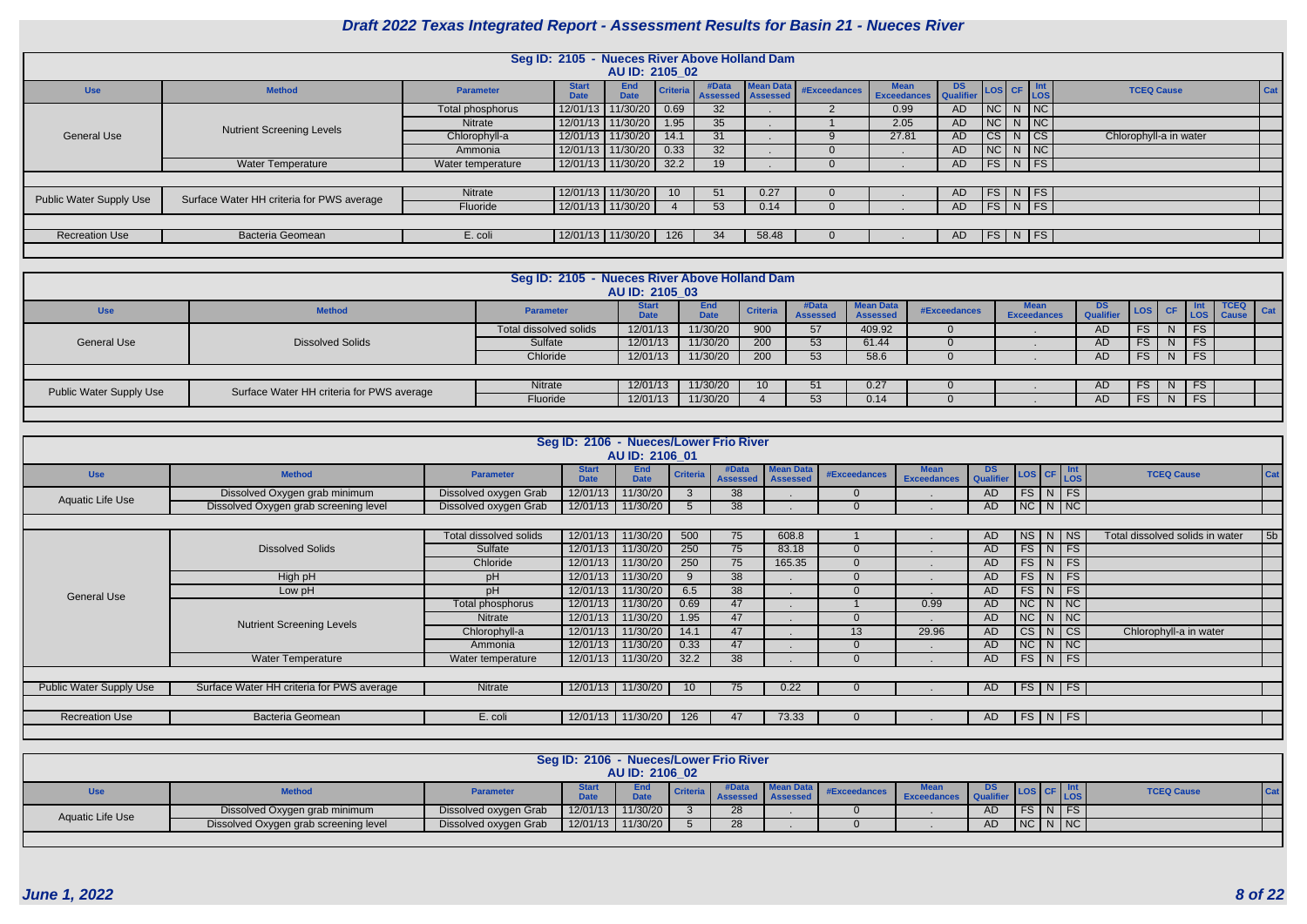## Draft 2022 Texas Integrated Report - Assessment Results for Basin 21 - Nueces River

### Seg ID: 2105 - Nueces River Above Holland Dam
### AU ID: 2105_02

| Use | Method | Parameter | Start Date | End Date | Criteria | #Data Assessed | Mean Data Assessed | #Exceedances | Mean Exceedances | DS Qualifier | LOS | CF | Int LOS | TCEQ Cause | Cat |
|---|---|---|---|---|---|---|---|---|---|---|---|---|---|---|---|
| General Use | Nutrient Screening Levels | Total phosphorus | 12/01/13 | 11/30/20 | 0.69 | 32 | . | 2 | 0.99 | AD | NC | N | NC | | |
| | | Nitrate | 12/01/13 | 11/30/20 | 1.95 | 35 | . | 1 | 2.05 | AD | NC | N | NC | | |
| | | Chlorophyll-a | 12/01/13 | 11/30/20 | 14.1 | 31 | . | 9 | 27.81 | AD | CS | N | CS | Chlorophyll-a in water | |
| | | Ammonia | 12/01/13 | 11/30/20 | 0.33 | 32 | . | 0 | . | AD | NC | N | NC | | |
| | Water Temperature | Water temperature | 12/01/13 | 11/30/20 | 32.2 | 19 | . | 0 | . | AD | FS | N | FS | | |
| Public Water Supply Use | Surface Water HH criteria for PWS average | Nitrate | 12/01/13 | 11/30/20 | 10 | 51 | 0.27 | 0 | . | AD | FS | N | FS | | |
| | | Fluoride | 12/01/13 | 11/30/20 | 4 | 53 | 0.14 | 0 | . | AD | FS | N | FS | | |
| Recreation Use | Bacteria Geomean | E. coli | 12/01/13 | 11/30/20 | 126 | 34 | 58.48 | 0 | . | AD | FS | N | FS | | |

### Seg ID: 2105 - Nueces River Above Holland Dam
### AU ID: 2105_03

| Use | Method | Parameter | Start Date | End Date | Criteria | #Data Assessed | Mean Data Assessed | #Exceedances | Mean Exceedances | DS Qualifier | LOS | CF | Int LOS | TCEQ Cause | Cat |
|---|---|---|---|---|---|---|---|---|---|---|---|---|---|---|---|
| General Use | Dissolved Solids | Total dissolved solids | 12/01/13 | 11/30/20 | 900 | 57 | 409.92 | 0 | . | AD | FS | N | FS | | |
| | | Sulfate | 12/01/13 | 11/30/20 | 200 | 53 | 61.44 | 0 | . | AD | FS | N | FS | | |
| | | Chloride | 12/01/13 | 11/30/20 | 200 | 53 | 58.6 | 0 | . | AD | FS | N | FS | | |
| Public Water Supply Use | Surface Water HH criteria for PWS average | Nitrate | 12/01/13 | 11/30/20 | 10 | 51 | 0.27 | 0 | . | AD | FS | N | FS | | |
| | | Fluoride | 12/01/13 | 11/30/20 | 4 | 53 | 0.14 | 0 | . | AD | FS | N | FS | | |

### Seg ID: 2106 - Nueces/Lower Frio River
### AU ID: 2106_01

| Use | Method | Parameter | Start Date | End Date | Criteria | #Data Assessed | Mean Data Assessed | #Exceedances | Mean Exceedances | DS Qualifier | LOS | CF | Int LOS | TCEQ Cause | Cat |
|---|---|---|---|---|---|---|---|---|---|---|---|---|---|---|---|
| Aquatic Life Use | Dissolved Oxygen grab minimum | Dissolved oxygen Grab | 12/01/13 | 11/30/20 | 3 | 38 | . | 0 | . | AD | FS | N | FS | | |
| | Dissolved Oxygen grab screening level | Dissolved oxygen Grab | 12/01/13 | 11/30/20 | 5 | 38 | . | 0 | . | AD | NC | N | NC | | |
| General Use | Dissolved Solids | Total dissolved solids | 12/01/13 | 11/30/20 | 500 | 75 | 608.8 | 1 | . | AD | NS | N | NS | Total dissolved solids in water | 5b |
| | | Sulfate | 12/01/13 | 11/30/20 | 250 | 75 | 83.18 | 0 | . | AD | FS | N | FS | | |
| | | Chloride | 12/01/13 | 11/30/20 | 250 | 75 | 165.35 | 0 | . | AD | FS | N | FS | | |
| | High pH | pH | 12/01/13 | 11/30/20 | 9 | 38 | . | 0 | . | AD | FS | N | FS | | |
| | Low pH | pH | 12/01/13 | 11/30/20 | 6.5 | 38 | . | 0 | . | AD | FS | N | FS | | |
| | Nutrient Screening Levels | Total phosphorus | 12/01/13 | 11/30/20 | 0.69 | 47 | . | 1 | 0.99 | AD | NC | N | NC | | |
| | | Nitrate | 12/01/13 | 11/30/20 | 1.95 | 47 | . | 0 | . | AD | NC | N | NC | | |
| | | Chlorophyll-a | 12/01/13 | 11/30/20 | 14.1 | 47 | . | 13 | 29.96 | AD | CS | N | CS | Chlorophyll-a in water | |
| | | Ammonia | 12/01/13 | 11/30/20 | 0.33 | 47 | . | 0 | . | AD | NC | N | NC | | |
| | Water Temperature | Water temperature | 12/01/13 | 11/30/20 | 32.2 | 38 | . | 0 | . | AD | FS | N | FS | | |
| Public Water Supply Use | Surface Water HH criteria for PWS average | Nitrate | 12/01/13 | 11/30/20 | 10 | 75 | 0.22 | 0 | . | AD | FS | N | FS | | |
| Recreation Use | Bacteria Geomean | E. coli | 12/01/13 | 11/30/20 | 126 | 47 | 73.33 | 0 | . | AD | FS | N | FS | | |

### Seg ID: 2106 - Nueces/Lower Frio River
### AU ID: 2106_02

| Use | Method | Parameter | Start Date | End Date | Criteria | #Data Assessed | Mean Data Assessed | #Exceedances | Mean Exceedances | DS Qualifier | LOS | CF | Int LOS | TCEQ Cause | Cat |
|---|---|---|---|---|---|---|---|---|---|---|---|---|---|---|---|
| Aquatic Life Use | Dissolved Oxygen grab minimum | Dissolved oxygen Grab | 12/01/13 | 11/30/20 | 3 | 28 | . | 0 | . | AD | FS | N | FS | | |
| | Dissolved Oxygen grab screening level | Dissolved oxygen Grab | 12/01/13 | 11/30/20 | 5 | 28 | . | 0 | . | AD | NC | N | NC | | |

*June 1, 2022*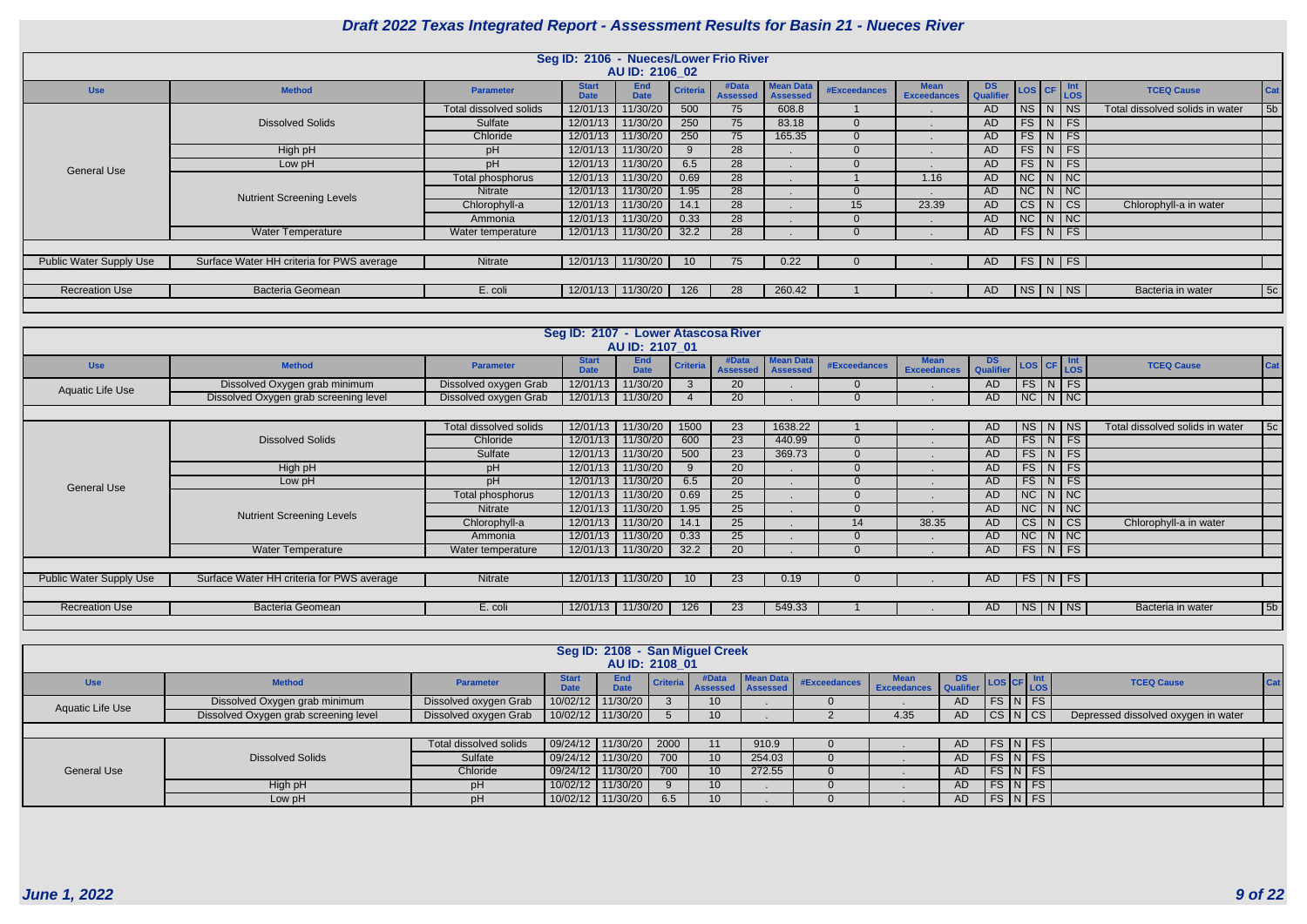# Draft 2022 Texas Integrated Report - Assessment Results for Basin 21 - Nueces River

## Seg ID: 2106 - Nueces/Lower Frio River

### AU ID: 2106_02

| Use | Method | Parameter | Start Date | End Date | Criteria | #Data Assessed | Mean Data Assessed | #Exceedances | Mean Exceedances | DS Qualifier | LOS | CF | Int LOS | TCEQ Cause | Cat |
|---|---|---|---|---|---|---|---|---|---|---|---|---|---|---|---|
| General Use | Dissolved Solids | Total dissolved solids | 12/01/13 | 11/30/20 | 500 | 75 | 608.8 | 1 | . | AD | NS | N | NS | Total dissolved solids in water | 5b |
| | | Sulfate | 12/01/13 | 11/30/20 | 250 | 75 | 83.18 | 0 | . | AD | FS | N | FS | | |
| | | Chloride | 12/01/13 | 11/30/20 | 250 | 75 | 165.35 | 0 | . | AD | FS | N | FS | | |
| | High pH | pH | 12/01/13 | 11/30/20 | 9 | 28 | . | 0 | . | AD | FS | N | FS | | |
| | Low pH | pH | 12/01/13 | 11/30/20 | 6.5 | 28 | . | 0 | . | AD | FS | N | FS | | |
| | Nutrient Screening Levels | Total phosphorus | 12/01/13 | 11/30/20 | 0.69 | 28 | . | 1 | 1.16 | AD | NC | N | NC | | |
| | | Nitrate | 12/01/13 | 11/30/20 | 1.95 | 28 | . | 0 | . | AD | NC | N | NC | | |
| | | Chlorophyll-a | 12/01/13 | 11/30/20 | 14.1 | 28 | . | 15 | 23.39 | AD | CS | N | CS | Chlorophyll-a in water | |
| | | Ammonia | 12/01/13 | 11/30/20 | 0.33 | 28 | . | 0 | . | AD | NC | N | NC | | |
| | Water Temperature | Water temperature | 12/01/13 | 11/30/20 | 32.2 | 28 | . | 0 | . | AD | FS | N | FS | | |
| Public Water Supply Use | Surface Water HH criteria for PWS average | Nitrate | 12/01/13 | 11/30/20 | 10 | 75 | 0.22 | 0 | . | AD | FS | N | FS | | |
| Recreation Use | Bacteria Geomean | E. coli | 12/01/13 | 11/30/20 | 126 | 28 | 260.42 | 1 | . | AD | NS | N | NS | Bacteria in water | 5c |

## Seg ID: 2107 - Lower Atascosa River

### AU ID: 2107_01

| Use | Method | Parameter | Start Date | End Date | Criteria | #Data Assessed | Mean Data Assessed | #Exceedances | Mean Exceedances | DS Qualifier | LOS | CF | Int LOS | TCEQ Cause | Cat |
|---|---|---|---|---|---|---|---|---|---|---|---|---|---|---|---|
| Aquatic Life Use | Dissolved Oxygen grab minimum | Dissolved oxygen Grab | 12/01/13 | 11/30/20 | 3 | 20 | . | 0 | . | AD | FS | N | FS | | |
| | Dissolved Oxygen grab screening level | Dissolved oxygen Grab | 12/01/13 | 11/30/20 | 4 | 20 | . | 0 | . | AD | NC | N | NC | | |
| General Use | Dissolved Solids | Total dissolved solids | 12/01/13 | 11/30/20 | 1500 | 23 | 1638.22 | 1 | . | AD | NS | N | NS | Total dissolved solids in water | 5c |
| | | Chloride | 12/01/13 | 11/30/20 | 600 | 23 | 440.99 | 0 | . | AD | FS | N | FS | | |
| | | Sulfate | 12/01/13 | 11/30/20 | 500 | 23 | 369.73 | 0 | . | AD | FS | N | FS | | |
| | High pH | pH | 12/01/13 | 11/30/20 | 9 | 20 | . | 0 | . | AD | FS | N | FS | | |
| | Low pH | pH | 12/01/13 | 11/30/20 | 6.5 | 20 | . | 0 | . | AD | FS | N | FS | | |
| | Nutrient Screening Levels | Total phosphorus | 12/01/13 | 11/30/20 | 0.69 | 25 | . | 0 | . | AD | NC | N | NC | | |
| | | Nitrate | 12/01/13 | 11/30/20 | 1.95 | 25 | . | 0 | . | AD | NC | N | NC | | |
| | | Chlorophyll-a | 12/01/13 | 11/30/20 | 14.1 | 25 | . | 14 | 38.35 | AD | CS | N | CS | Chlorophyll-a in water | |
| | | Ammonia | 12/01/13 | 11/30/20 | 0.33 | 25 | . | 0 | . | AD | NC | N | NC | | |
| | Water Temperature | Water temperature | 12/01/13 | 11/30/20 | 32.2 | 20 | . | 0 | . | AD | FS | N | FS | | |
| Public Water Supply Use | Surface Water HH criteria for PWS average | Nitrate | 12/01/13 | 11/30/20 | 10 | 23 | 0.19 | 0 | . | AD | FS | N | FS | | |
| Recreation Use | Bacteria Geomean | E. coli | 12/01/13 | 11/30/20 | 126 | 23 | 549.33 | 1 | . | AD | NS | N | NS | Bacteria in water | 5b |

## Seg ID: 2108 - San Miguel Creek

### AU ID: 2108_01

| Use | Method | Parameter | Start Date | End Date | Criteria | #Data Assessed | Mean Data Assessed | #Exceedances | Mean Exceedances | DS Qualifier | LOS | CF | Int LOS | TCEQ Cause | Cat |
|---|---|---|---|---|---|---|---|---|---|---|---|---|---|---|---|
| Aquatic Life Use | Dissolved Oxygen grab minimum | Dissolved oxygen Grab | 10/02/12 | 11/30/20 | 3 | 10 | . | 0 | . | AD | FS | N | FS | | |
| | Dissolved Oxygen grab screening level | Dissolved oxygen Grab | 10/02/12 | 11/30/20 | 5 | 10 | . | 2 | 4.35 | AD | CS | N | CS | Depressed dissolved oxygen in water | |
| General Use | Dissolved Solids | Total dissolved solids | 09/24/12 | 11/30/20 | 2000 | 11 | 910.9 | 0 | . | AD | FS | N | FS | | |
| | | Sulfate | 09/24/12 | 11/30/20 | 700 | 10 | 254.03 | 0 | . | AD | FS | N | FS | | |
| | | Chloride | 09/24/12 | 11/30/20 | 700 | 10 | 272.55 | 0 | . | AD | FS | N | FS | | |
| | High pH | pH | 10/02/12 | 11/30/20 | 9 | 10 | . | 0 | . | AD | FS | N | FS | | |
| | Low pH | pH | 10/02/12 | 11/30/20 | 6.5 | 10 | . | 0 | . | AD | FS | N | FS | | |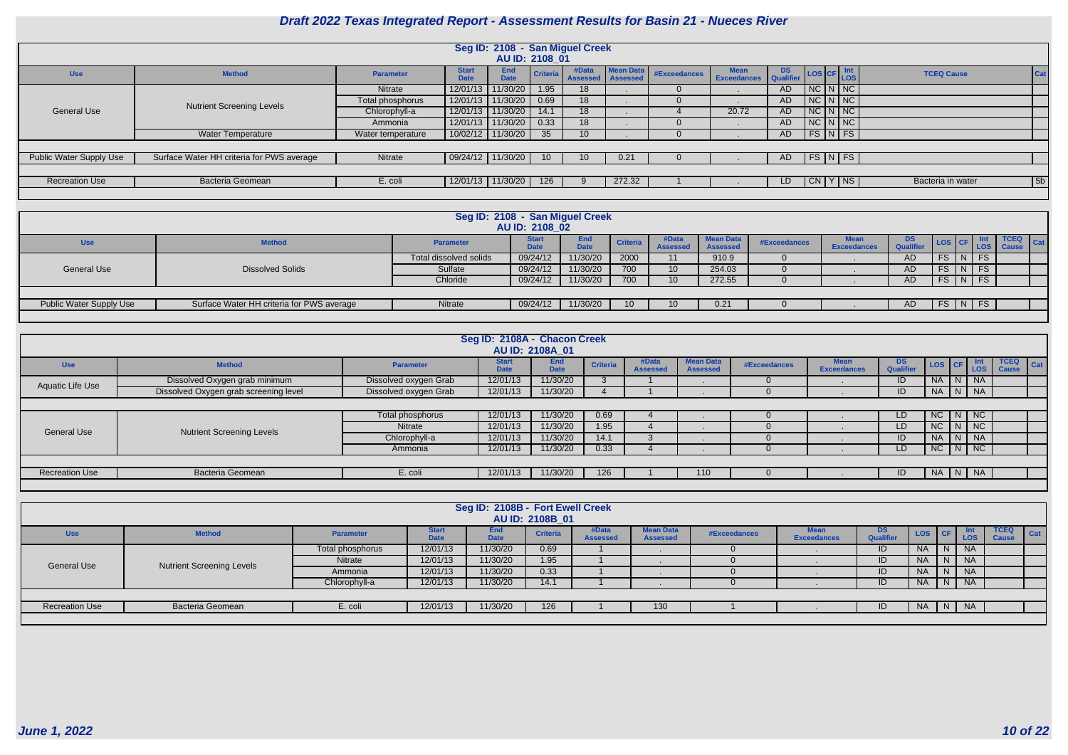# Draft 2022 Texas Integrated Report - Assessment Results for Basin 21 - Nueces River

## Seg ID: 2108 - San Miguel Creek

### AU ID: 2108_01

| Use | Method | Parameter | Start Date | End Date | Criteria | #Data Assessed | Mean Data Assessed | #Exceedances | Mean Exceedances | DS Qualifier | LOS | CF | Int LOS | TCEQ Cause | Cat |
|---|---|---|---|---|---|---|---|---|---|---|---|---|---|---|---|
| General Use | Nutrient Screening Levels | Nitrate | 12/01/13 | 11/30/20 | 1.95 | 18 | . | 0 | . | AD | NC | N | NC | | |
| | | Total phosphorus | 12/01/13 | 11/30/20 | 0.69 | 18 | . | 0 | . | AD | NC | N | NC | | |
| | | Chlorophyll-a | 12/01/13 | 11/30/20 | 14.1 | 18 | . | 4 | 20.72 | AD | NC | N | NC | | |
| | | Ammonia | 12/01/13 | 11/30/20 | 0.33 | 18 | . | 0 | . | AD | NC | N | NC | | |
| | Water Temperature | Water temperature | 10/02/12 | 11/30/20 | 35 | 10 | . | 0 | . | AD | FS | N | FS | | |
| Public Water Supply Use | Surface Water HH criteria for PWS average | Nitrate | 09/24/12 | 11/30/20 | 10 | 10 | 0.21 | 0 | . | AD | FS | N | FS | | |
| Recreation Use | Bacteria Geomean | E. coli | 12/01/13 | 11/30/20 | 126 | 9 | 272.32 | 1 | . | LD | CN | Y | NS | Bacteria in water | 5b |

## Seg ID: 2108 - San Miguel Creek

### AU ID: 2108_02

| Use | Method | Parameter | Start Date | End Date | Criteria | #Data Assessed | Mean Data Assessed | #Exceedances | Mean Exceedances | DS Qualifier | LOS | CF | Int LOS | TCEQ Cause | Cat |
|---|---|---|---|---|---|---|---|---|---|---|---|---|---|---|---|
| General Use | Dissolved Solids | Total dissolved solids | 09/24/12 | 11/30/20 | 2000 | 11 | 910.9 | 0 | . | AD | FS | N | FS | | |
| | | Sulfate | 09/24/12 | 11/30/20 | 700 | 10 | 254.03 | 0 | . | AD | FS | N | FS | | |
| | | Chloride | 09/24/12 | 11/30/20 | 700 | 10 | 272.55 | 0 | . | AD | FS | N | FS | | |
| Public Water Supply Use | Surface Water HH criteria for PWS average | Nitrate | 09/24/12 | 11/30/20 | 10 | 10 | 0.21 | 0 | . | AD | FS | N | FS | | |

## Seg ID: 2108A - Chacon Creek

### AU ID: 2108A_01

| Use | Method | Parameter | Start Date | End Date | Criteria | #Data Assessed | Mean Data Assessed | #Exceedances | Mean Exceedances | DS Qualifier | LOS | CF | Int LOS | TCEQ Cause | Cat |
|---|---|---|---|---|---|---|---|---|---|---|---|---|---|---|---|
| Aquatic Life Use | Dissolved Oxygen grab minimum | Dissolved oxygen Grab | 12/01/13 | 11/30/20 | 3 | 1 | . | 0 | . | ID | NA | N | NA | | |
| | Dissolved Oxygen grab screening level | Dissolved oxygen Grab | 12/01/13 | 11/30/20 | 4 | 1 | . | 0 | . | ID | NA | N | NA | | |
| General Use | Nutrient Screening Levels | Total phosphorus | 12/01/13 | 11/30/20 | 0.69 | 4 | . | 0 | . | LD | NC | N | NC | | |
| | | Nitrate | 12/01/13 | 11/30/20 | 1.95 | 4 | . | 0 | . | LD | NC | N | NC | | |
| | | Chlorophyll-a | 12/01/13 | 11/30/20 | 14.1 | 3 | . | 0 | . | ID | NA | N | NA | | |
| | | Ammonia | 12/01/13 | 11/30/20 | 0.33 | 4 | . | 0 | . | LD | NC | N | NC | | |
| Recreation Use | Bacteria Geomean | E. coli | 12/01/13 | 11/30/20 | 126 | 1 | 110 | 0 | . | ID | NA | N | NA | | |

## Seg ID: 2108B - Fort Ewell Creek

### AU ID: 2108B_01

| Use | Method | Parameter | Start Date | End Date | Criteria | #Data Assessed | Mean Data Assessed | #Exceedances | Mean Exceedances | DS Qualifier | LOS | CF | Int LOS | TCEQ Cause | Cat |
|---|---|---|---|---|---|---|---|---|---|---|---|---|---|---|---|
| General Use | Nutrient Screening Levels | Total phosphorus | 12/01/13 | 11/30/20 | 0.69 | 1 | . | 0 | . | ID | NA | N | NA | | |
| | | Nitrate | 12/01/13 | 11/30/20 | 1.95 | 1 | . | 0 | . | ID | NA | N | NA | | |
| | | Ammonia | 12/01/13 | 11/30/20 | 0.33 | 1 | . | 0 | . | ID | NA | N | NA | | |
| | | Chlorophyll-a | 12/01/13 | 11/30/20 | 14.1 | 1 | . | 0 | . | ID | NA | N | NA | | |
| Recreation Use | Bacteria Geomean | E. coli | 12/01/13 | 11/30/20 | 126 | 1 | 130 | 1 | . | ID | NA | N | NA | | |

*June 1, 2022*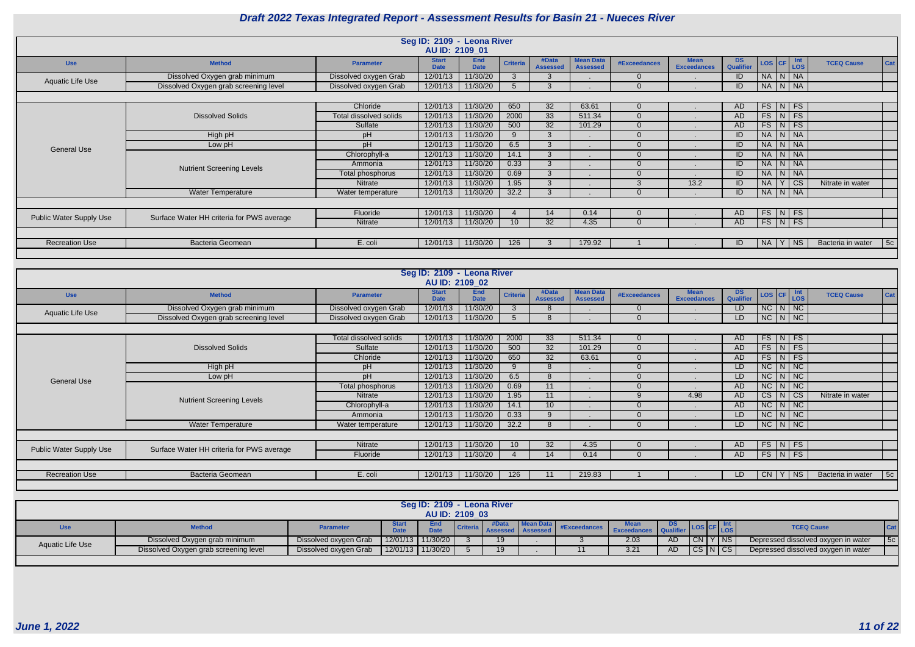# Draft 2022 Texas Integrated Report - Assessment Results for Basin 21 - Nueces River

## Seg ID: 2109 - Leona River
### AU ID: 2109_01

| Use | Method | Parameter | Start Date | End Date | Criteria | #Data Assessed | Mean Data Assessed | #Exceedances | Mean Exceedances | DS Qualifier | LOS | CF | Int LOS | TCEQ Cause | Cat |
|---|---|---|---|---|---|---|---|---|---|---|---|---|---|---|---|
| Aquatic Life Use | Dissolved Oxygen grab minimum | Dissolved oxygen Grab | 12/01/13 | 11/30/20 | 3 | 3 | . | 0 | . | ID | NA | N | NA | | |
| | Dissolved Oxygen grab screening level | Dissolved oxygen Grab | 12/01/13 | 11/30/20 | 5 | 3 | . | 0 | . | ID | NA | N | NA | | |
| General Use | Dissolved Solids | Chloride | 12/01/13 | 11/30/20 | 650 | 32 | 63.61 | 0 | . | AD | FS | N | FS | | |
| | | Total dissolved solids | 12/01/13 | 11/30/20 | 2000 | 33 | 511.34 | 0 | . | AD | FS | N | FS | | |
| | | Sulfate | 12/01/13 | 11/30/20 | 500 | 32 | 101.29 | 0 | . | AD | FS | N | FS | | |
| | High pH | pH | 12/01/13 | 11/30/20 | 9 | 3 | . | 0 | . | ID | NA | N | NA | | |
| | Low pH | pH | 12/01/13 | 11/30/20 | 6.5 | 3 | . | 0 | . | ID | NA | N | NA | | |
| | Nutrient Screening Levels | Chlorophyll-a | 12/01/13 | 11/30/20 | 14.1 | 3 | . | 0 | . | ID | NA | N | NA | | |
| | | Ammonia | 12/01/13 | 11/30/20 | 0.33 | 3 | . | 0 | . | ID | NA | N | NA | | |
| | | Total phosphorus | 12/01/13 | 11/30/20 | 0.69 | 3 | . | 0 | . | ID | NA | N | NA | | |
| | | Nitrate | 12/01/13 | 11/30/20 | 1.95 | 3 | . | 3 | 13.2 | ID | NA | Y | CS | Nitrate in water | |
| | Water Temperature | Water temperature | 12/01/13 | 11/30/20 | 32.2 | 3 | . | 0 | . | ID | NA | N | NA | | |
| Public Water Supply Use | Surface Water HH criteria for PWS average | Fluoride | 12/01/13 | 11/30/20 | 4 | 14 | 0.14 | 0 | . | AD | FS | N | FS | | |
| | | Nitrate | 12/01/13 | 11/30/20 | 10 | 32 | 4.35 | 0 | . | AD | FS | N | FS | | |
| Recreation Use | Bacteria Geomean | E. coli | 12/01/13 | 11/30/20 | 126 | 3 | 179.92 | 1 | . | ID | NA | Y | NS | Bacteria in water | 5c |

## Seg ID: 2109 - Leona River
### AU ID: 2109_02

| Use | Method | Parameter | Start Date | End Date | Criteria | #Data Assessed | Mean Data Assessed | #Exceedances | Mean Exceedances | DS Qualifier | LOS | CF | Int LOS | TCEQ Cause | Cat |
|---|---|---|---|---|---|---|---|---|---|---|---|---|---|---|---|
| Aquatic Life Use | Dissolved Oxygen grab minimum | Dissolved oxygen Grab | 12/01/13 | 11/30/20 | 3 | 8 | . | 0 | . | LD | NC | N | NC | | |
| | Dissolved Oxygen grab screening level | Dissolved oxygen Grab | 12/01/13 | 11/30/20 | 5 | 8 | . | 0 | . | LD | NC | N | NC | | |
| General Use | Dissolved Solids | Total dissolved solids | 12/01/13 | 11/30/20 | 2000 | 33 | 511.34 | 0 | . | AD | FS | N | FS | | |
| | | Sulfate | 12/01/13 | 11/30/20 | 500 | 32 | 101.29 | 0 | . | AD | FS | N | FS | | |
| | | Chloride | 12/01/13 | 11/30/20 | 650 | 32 | 63.61 | 0 | . | AD | FS | N | FS | | |
| | High pH | pH | 12/01/13 | 11/30/20 | 9 | 8 | . | 0 | . | LD | NC | N | NC | | |
| | Low pH | pH | 12/01/13 | 11/30/20 | 6.5 | 8 | . | 0 | . | LD | NC | N | NC | | |
| | Nutrient Screening Levels | Total phosphorus | 12/01/13 | 11/30/20 | 0.69 | 11 | . | 0 | . | AD | NC | N | NC | | |
| | | Nitrate | 12/01/13 | 11/30/20 | 1.95 | 11 | . | 9 | 4.98 | AD | CS | N | CS | Nitrate in water | |
| | | Chlorophyll-a | 12/01/13 | 11/30/20 | 14.1 | 10 | . | 0 | . | AD | NC | N | NC | | |
| | | Ammonia | 12/01/13 | 11/30/20 | 0.33 | 9 | . | 0 | . | LD | NC | N | NC | | |
| | Water Temperature | Water temperature | 12/01/13 | 11/30/20 | 32.2 | 8 | . | 0 | . | LD | NC | N | NC | | |
| Public Water Supply Use | Surface Water HH criteria for PWS average | Nitrate | 12/01/13 | 11/30/20 | 10 | 32 | 4.35 | 0 | . | AD | FS | N | FS | | |
| | | Fluoride | 12/01/13 | 11/30/20 | 4 | 14 | 0.14 | 0 | . | AD | FS | N | FS | | |
| Recreation Use | Bacteria Geomean | E. coli | 12/01/13 | 11/30/20 | 126 | 11 | 219.83 | 1 | . | LD | CN | Y | NS | Bacteria in water | 5c |

## Seg ID: 2109 - Leona River
### AU ID: 2109_03

| Use | Method | Parameter | Start Date | End Date | Criteria | #Data Assessed | Mean Data Assessed | #Exceedances | Mean Exceedances | DS Qualifier | LOS | CF | Int LOS | TCEQ Cause | Cat |
|---|---|---|---|---|---|---|---|---|---|---|---|---|---|---|---|
| Aquatic Life Use | Dissolved Oxygen grab minimum | Dissolved oxygen Grab | 12/01/13 | 11/30/20 | 3 | 19 | . | 3 | 2.03 | AD | CN | Y | NS | Depressed dissolved oxygen in water | 5c |
| | Dissolved Oxygen grab screening level | Dissolved oxygen Grab | 12/01/13 | 11/30/20 | 5 | 19 | . | 11 | 3.21 | AD | CS | N | CS | Depressed dissolved oxygen in water | |

June 1, 2022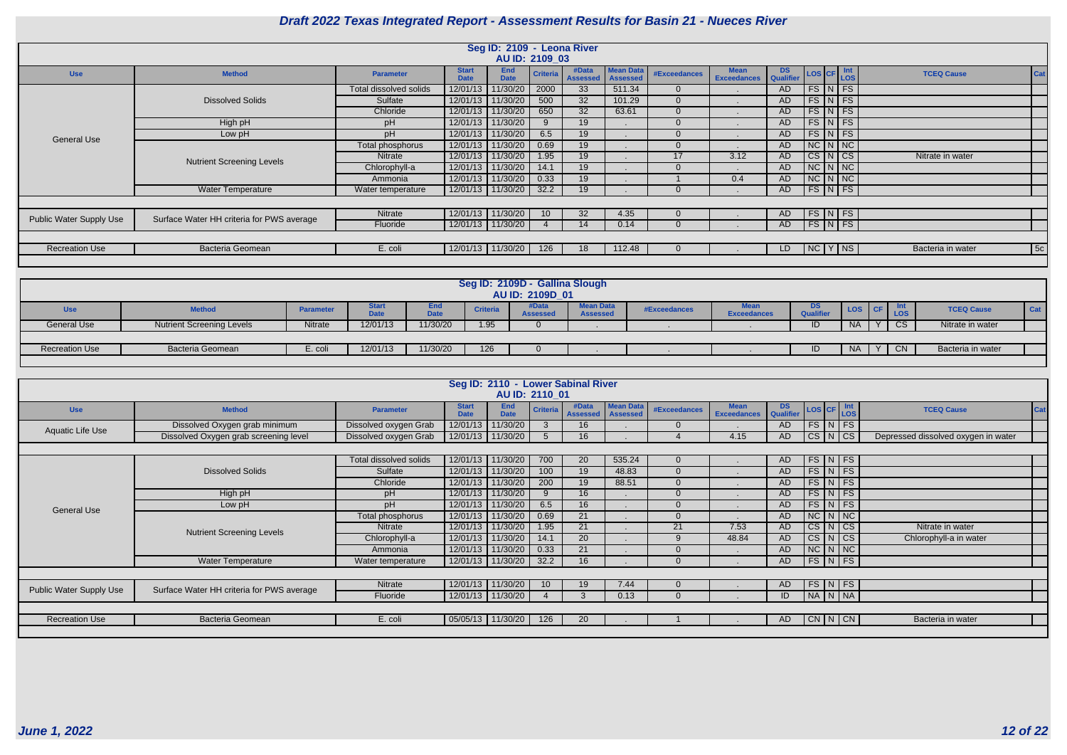# Draft 2022 Texas Integrated Report - Assessment Results for Basin 21 - Nueces River

## Seg ID: 2109 - Leona River
### AU ID: 2109_03

| Use | Method | Parameter | Start Date | End Date | Criteria | #Data Assessed | Mean Data Assessed | #Exceedances | Mean Exceedances | DS Qualifier | LOS | CF | Int LOS | TCEQ Cause | Cat |
|---|---|---|---|---|---|---|---|---|---|---|---|---|---|---|---|
| General Use | Dissolved Solids | Total dissolved solids | 12/01/13 | 11/30/20 | 2000 | 33 | 511.34 | 0 | . | AD | FS | N | FS | | |
| | | Sulfate | 12/01/13 | 11/30/20 | 500 | 32 | 101.29 | 0 | . | AD | FS | N | FS | | |
| | | Chloride | 12/01/13 | 11/30/20 | 650 | 32 | 63.61 | 0 | . | AD | FS | N | FS | | |
| | High pH | pH | 12/01/13 | 11/30/20 | 9 | 19 | . | 0 | . | AD | FS | N | FS | | |
| | Low pH | pH | 12/01/13 | 11/30/20 | 6.5 | 19 | . | 0 | . | AD | FS | N | FS | | |
| | Nutrient Screening Levels | Total phosphorus | 12/01/13 | 11/30/20 | 0.69 | 19 | . | 0 | . | AD | NC | N | NC | | |
| | | Nitrate | 12/01/13 | 11/30/20 | 1.95 | 19 | . | 17 | 3.12 | AD | CS | N | CS | Nitrate in water | |
| | | Chlorophyll-a | 12/01/13 | 11/30/20 | 14.1 | 19 | . | 0 | . | AD | NC | N | NC | | |
| | | Ammonia | 12/01/13 | 11/30/20 | 0.33 | 19 | . | 1 | 0.4 | AD | NC | N | NC | | |
| | Water Temperature | Water temperature | 12/01/13 | 11/30/20 | 32.2 | 19 | . | 0 | . | AD | FS | N | FS | | |
| Public Water Supply Use | Surface Water HH criteria for PWS average | Nitrate | 12/01/13 | 11/30/20 | 10 | 32 | 4.35 | 0 | . | AD | FS | N | FS | | |
| | | Fluoride | 12/01/13 | 11/30/20 | 4 | 14 | 0.14 | 0 | . | AD | FS | N | FS | | |
| Recreation Use | Bacteria Geomean | E. coli | 12/01/13 | 11/30/20 | 126 | 18 | 112.48 | 0 | . | LD | NC | Y | NS | Bacteria in water | 5c |

## Seg ID: 2109D - Gallina Slough
### AU ID: 2109D_01

| Use | Method | Parameter | Start Date | End Date | Criteria | #Data Assessed | Mean Data Assessed | #Exceedances | Mean Exceedances | DS Qualifier | LOS | CF | Int LOS | TCEQ Cause | Cat |
|---|---|---|---|---|---|---|---|---|---|---|---|---|---|---|---|
| General Use | Nutrient Screening Levels | Nitrate | 12/01/13 | 11/30/20 | 1.95 | 0 | . | . | . | ID | NA | Y | CS | Nitrate in water | |
| Recreation Use | Bacteria Geomean | E. coli | 12/01/13 | 11/30/20 | 126 | 0 | . | . | . | ID | NA | Y | CN | Bacteria in water | |

## Seg ID: 2110 - Lower Sabinal River
### AU ID: 2110_01

| Use | Method | Parameter | Start Date | End Date | Criteria | #Data Assessed | Mean Data Assessed | #Exceedances | Mean Exceedances | DS Qualifier | LOS | CF | Int LOS | TCEQ Cause | Cat |
|---|---|---|---|---|---|---|---|---|---|---|---|---|---|---|---|
| Aquatic Life Use | Dissolved Oxygen grab minimum | Dissolved oxygen Grab | 12/01/13 | 11/30/20 | 3 | 16 | . | 0 | . | AD | FS | N | FS | | |
| | Dissolved Oxygen grab screening level | Dissolved oxygen Grab | 12/01/13 | 11/30/20 | 5 | 16 | . | 4 | 4.15 | AD | CS | N | CS | Depressed dissolved oxygen in water | |
| General Use | Dissolved Solids | Total dissolved solids | 12/01/13 | 11/30/20 | 700 | 20 | 535.24 | 0 | . | AD | FS | N | FS | | |
| | | Sulfate | 12/01/13 | 11/30/20 | 100 | 19 | 48.83 | 0 | . | AD | FS | N | FS | | |
| | | Chloride | 12/01/13 | 11/30/20 | 200 | 19 | 88.51 | 0 | . | AD | FS | N | FS | | |
| | High pH | pH | 12/01/13 | 11/30/20 | 9 | 16 | . | 0 | . | AD | FS | N | FS | | |
| | Low pH | pH | 12/01/13 | 11/30/20 | 6.5 | 16 | . | 0 | . | AD | FS | N | FS | | |
| | Nutrient Screening Levels | Total phosphorus | 12/01/13 | 11/30/20 | 0.69 | 21 | . | 0 | . | AD | NC | N | NC | | |
| | | Nitrate | 12/01/13 | 11/30/20 | 1.95 | 21 | . | 21 | 7.53 | AD | CS | N | CS | Nitrate in water | |
| | | Chlorophyll-a | 12/01/13 | 11/30/20 | 14.1 | 20 | . | 9 | 48.84 | AD | CS | N | CS | Chlorophyll-a in water | |
| | | Ammonia | 12/01/13 | 11/30/20 | 0.33 | 21 | . | 0 | . | AD | NC | N | NC | | |
| | Water Temperature | Water temperature | 12/01/13 | 11/30/20 | 32.2 | 16 | . | 0 | . | AD | FS | N | FS | | |
| Public Water Supply Use | Surface Water HH criteria for PWS average | Nitrate | 12/01/13 | 11/30/20 | 10 | 19 | 7.44 | 0 | . | AD | FS | N | FS | | |
| | | Fluoride | 12/01/13 | 11/30/20 | 4 | 3 | 0.13 | 0 | . | ID | NA | N | NA | | |
| Recreation Use | Bacteria Geomean | E. coli | 05/05/13 | 11/30/20 | 126 | 20 | . | 1 | . | AD | CN | N | CN | Bacteria in water | |

*June 1, 2022*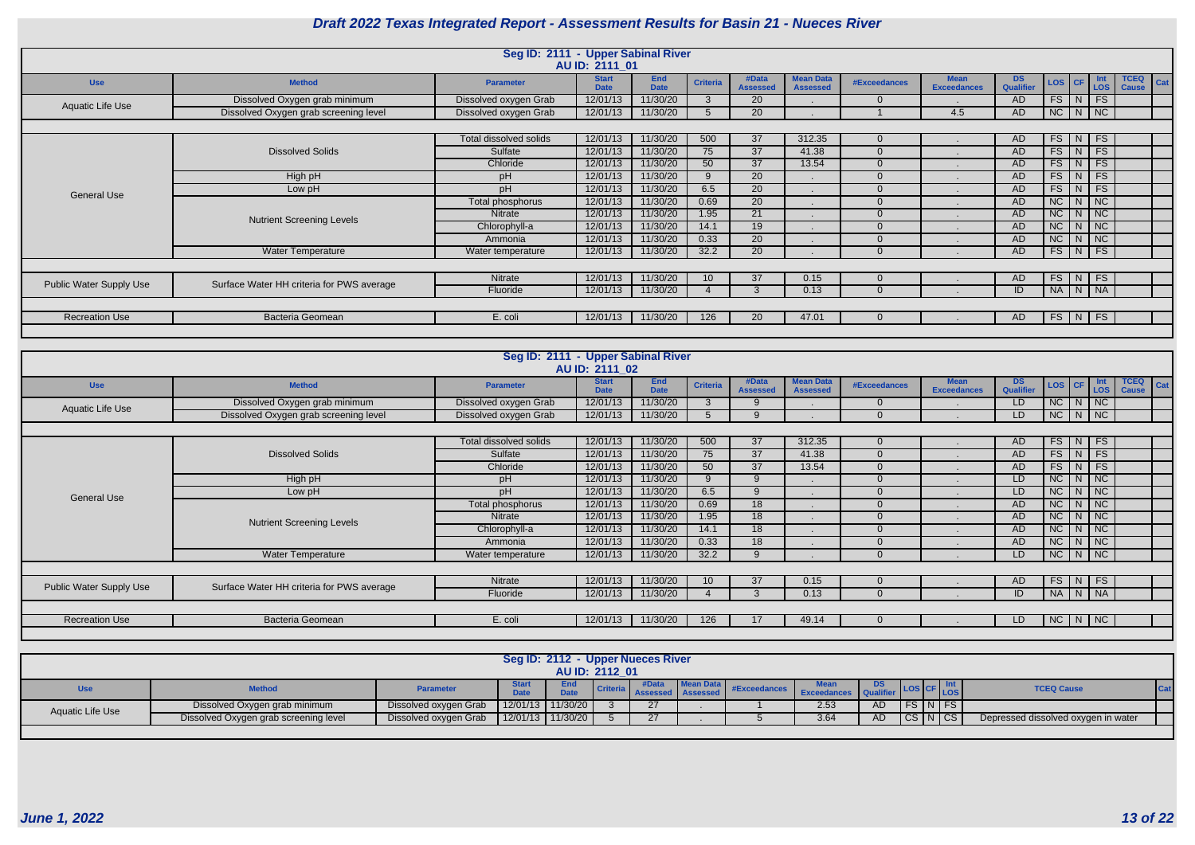# Draft 2022 Texas Integrated Report - Assessment Results for Basin 21 - Nueces River

## Seg ID: 2111 - Upper Sabinal River
### AU ID: 2111_01

| Use | Method | Parameter | Start Date | End Date | Criteria | #Data Assessed | Mean Data Assessed | #Exceedances | Mean Exceedances | DS Qualifier | LOS | CF | Int LOS | TCEQ Cause | Cat |
|---|---|---|---|---|---|---|---|---|---|---|---|---|---|---|---|
| Aquatic Life Use | Dissolved Oxygen grab minimum | Dissolved oxygen Grab | 12/01/13 | 11/30/20 | 3 | 20 | . | 0 | . | AD | FS | N | FS | | |
| | Dissolved Oxygen grab screening level | Dissolved oxygen Grab | 12/01/13 | 11/30/20 | 5 | 20 | . | 1 | 4.5 | AD | NC | N | NC | | |
| General Use | Dissolved Solids | Total dissolved solids | 12/01/13 | 11/30/20 | 500 | 37 | 312.35 | 0 | . | AD | FS | N | FS | | |
| | | Sulfate | 12/01/13 | 11/30/20 | 75 | 37 | 41.38 | 0 | . | AD | FS | N | FS | | |
| | | Chloride | 12/01/13 | 11/30/20 | 50 | 37 | 13.54 | 0 | . | AD | FS | N | FS | | |
| | High pH | pH | 12/01/13 | 11/30/20 | 9 | 20 | . | 0 | . | AD | FS | N | FS | | |
| | Low pH | pH | 12/01/13 | 11/30/20 | 6.5 | 20 | . | 0 | . | AD | FS | N | FS | | |
| | Nutrient Screening Levels | Total phosphorus | 12/01/13 | 11/30/20 | 0.69 | 20 | . | 0 | . | AD | NC | N | NC | | |
| | | Nitrate | 12/01/13 | 11/30/20 | 1.95 | 21 | . | 0 | . | AD | NC | N | NC | | |
| | | Chlorophyll-a | 12/01/13 | 11/30/20 | 14.1 | 19 | . | 0 | . | AD | NC | N | NC | | |
| | | Ammonia | 12/01/13 | 11/30/20 | 0.33 | 20 | . | 0 | . | AD | NC | N | NC | | |
| | Water Temperature | Water temperature | 12/01/13 | 11/30/20 | 32.2 | 20 | . | 0 | . | AD | FS | N | FS | | |
| Public Water Supply Use | Surface Water HH criteria for PWS average | Nitrate | 12/01/13 | 11/30/20 | 10 | 37 | 0.15 | 0 | . | AD | FS | N | FS | | |
| | | Fluoride | 12/01/13 | 11/30/20 | 4 | 3 | 0.13 | 0 | . | ID | NA | N | NA | | |
| Recreation Use | Bacteria Geomean | E. coli | 12/01/13 | 11/30/20 | 126 | 20 | 47.01 | 0 | . | AD | FS | N | FS | | |

## Seg ID: 2111 - Upper Sabinal River
### AU ID: 2111_02

| Use | Method | Parameter | Start Date | End Date | Criteria | #Data Assessed | Mean Data Assessed | #Exceedances | Mean Exceedances | DS Qualifier | LOS | CF | Int LOS | TCEQ Cause | Cat |
|---|---|---|---|---|---|---|---|---|---|---|---|---|---|---|---|
| Aquatic Life Use | Dissolved Oxygen grab minimum | Dissolved oxygen Grab | 12/01/13 | 11/30/20 | 3 | 9 | . | 0 | . | LD | NC | N | NC | | |
| | Dissolved Oxygen grab screening level | Dissolved oxygen Grab | 12/01/13 | 11/30/20 | 5 | 9 | . | 0 | . | LD | NC | N | NC | | |
| General Use | Dissolved Solids | Total dissolved solids | 12/01/13 | 11/30/20 | 500 | 37 | 312.35 | 0 | . | AD | FS | N | FS | | |
| | | Sulfate | 12/01/13 | 11/30/20 | 75 | 37 | 41.38 | 0 | . | AD | FS | N | FS | | |
| | | Chloride | 12/01/13 | 11/30/20 | 50 | 37 | 13.54 | 0 | . | AD | FS | N | FS | | |
| | High pH | pH | 12/01/13 | 11/30/20 | 9 | 9 | . | 0 | . | LD | NC | N | NC | | |
| | Low pH | pH | 12/01/13 | 11/30/20 | 6.5 | 9 | . | 0 | . | LD | NC | N | NC | | |
| | Nutrient Screening Levels | Total phosphorus | 12/01/13 | 11/30/20 | 0.69 | 18 | . | 0 | . | AD | NC | N | NC | | |
| | | Nitrate | 12/01/13 | 11/30/20 | 1.95 | 18 | . | 0 | . | AD | NC | N | NC | | |
| | | Chlorophyll-a | 12/01/13 | 11/30/20 | 14.1 | 18 | . | 0 | . | AD | NC | N | NC | | |
| | | Ammonia | 12/01/13 | 11/30/20 | 0.33 | 18 | . | 0 | . | AD | NC | N | NC | | |
| | Water Temperature | Water temperature | 12/01/13 | 11/30/20 | 32.2 | 9 | . | 0 | . | LD | NC | N | NC | | |
| Public Water Supply Use | Surface Water HH criteria for PWS average | Nitrate | 12/01/13 | 11/30/20 | 10 | 37 | 0.15 | 0 | . | AD | FS | N | FS | | |
| | | Fluoride | 12/01/13 | 11/30/20 | 4 | 3 | 0.13 | 0 | . | ID | NA | N | NA | | |
| Recreation Use | Bacteria Geomean | E. coli | 12/01/13 | 11/30/20 | 126 | 17 | 49.14 | 0 | . | LD | NC | N | NC | | |

## Seg ID: 2112 - Upper Nueces River
### AU ID: 2112_01

| Use | Method | Parameter | Start Date | End Date | Criteria | #Data Assessed | Mean Data Assessed | #Exceedances | Mean Exceedances | DS Qualifier | LOS | CF | Int LOS | TCEQ Cause | Cat |
|---|---|---|---|---|---|---|---|---|---|---|---|---|---|---|---|
| Aquatic Life Use | Dissolved Oxygen grab minimum | Dissolved oxygen Grab | 12/01/13 | 11/30/20 | 3 | 27 | . | 1 | 2.53 | AD | FS | N | FS | | |
| | Dissolved Oxygen grab screening level | Dissolved oxygen Grab | 12/01/13 | 11/30/20 | 5 | 27 | . | 5 | 3.64 | AD | CS | N | CS | Depressed dissolved oxygen in water | |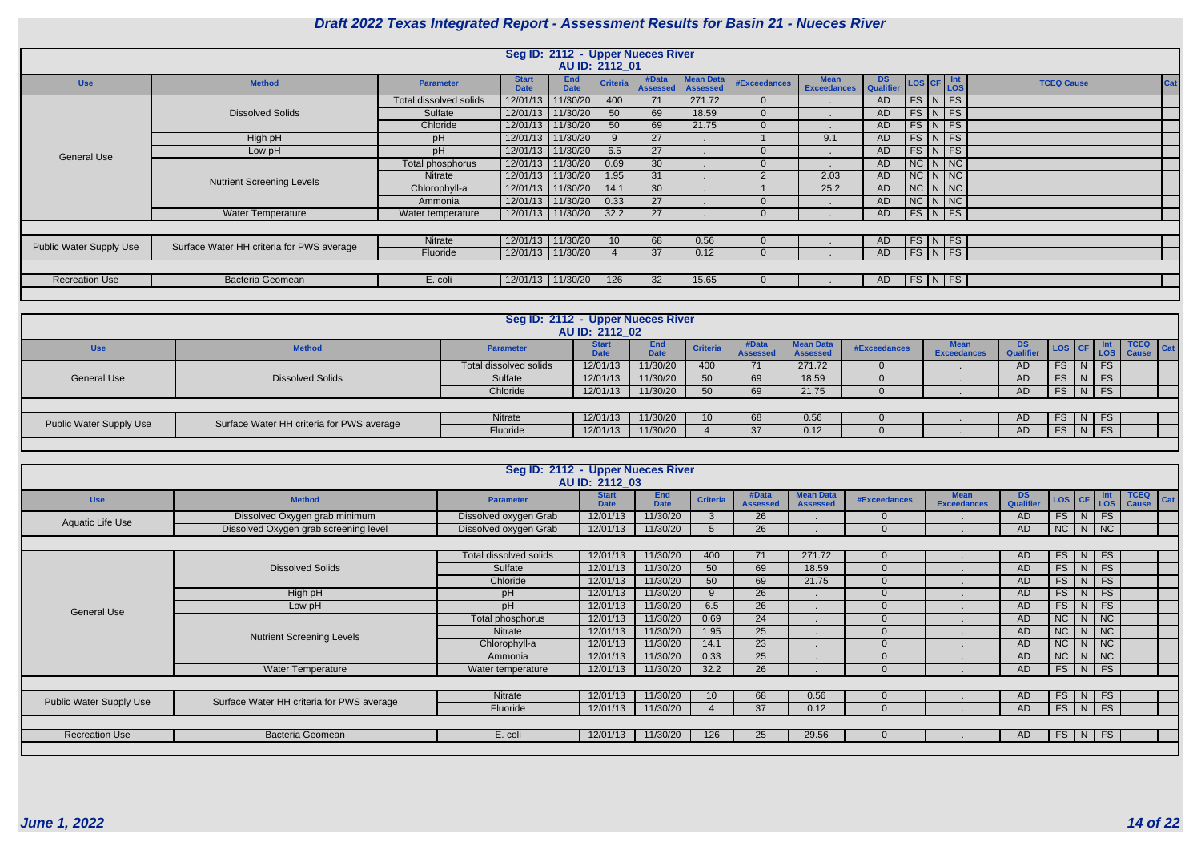# Draft 2022 Texas Integrated Report - Assessment Results for Basin 21 - Nueces River

## Seg ID: 2112 - Upper Nueces River
### AU ID: 2112_01

| Use | Method | Parameter | Start Date | End Date | Criteria | #Data Assessed | Mean Data Assessed | #Exceedances | Mean Exceedances | DS Qualifier | LOS | CF | Int LOS | TCEQ Cause | Cat |
|---|---|---|---|---|---|---|---|---|---|---|---|---|---|---|---|
| General Use | Dissolved Solids | Total dissolved solids | 12/01/13 | 11/30/20 | 400 | 71 | 271.72 | 0 | . | AD | FS | N | FS | | |
| | | Sulfate | 12/01/13 | 11/30/20 | 50 | 69 | 18.59 | 0 | . | AD | FS | N | FS | | |
| | | Chloride | 12/01/13 | 11/30/20 | 50 | 69 | 21.75 | 0 | . | AD | FS | N | FS | | |
| | High pH | pH | 12/01/13 | 11/30/20 | 9 | 27 | . | 1 | 9.1 | AD | FS | N | FS | | |
| | Low pH | pH | 12/01/13 | 11/30/20 | 6.5 | 27 | . | 0 | . | AD | FS | N | FS | | |
| | Nutrient Screening Levels | Total phosphorus | 12/01/13 | 11/30/20 | 0.69 | 30 | . | 0 | . | AD | NC | N | NC | | |
| | | Nitrate | 12/01/13 | 11/30/20 | 1.95 | 31 | . | 2 | 2.03 | AD | NC | N | NC | | |
| | | Chlorophyll-a | 12/01/13 | 11/30/20 | 14.1 | 30 | . | 1 | 25.2 | AD | NC | N | NC | | |
| | | Ammonia | 12/01/13 | 11/30/20 | 0.33 | 27 | . | 0 | . | AD | NC | N | NC | | |
| | Water Temperature | Water temperature | 12/01/13 | 11/30/20 | 32.2 | 27 | . | 0 | . | AD | FS | N | FS | | |
| Public Water Supply Use | Surface Water HH criteria for PWS average | Nitrate | 12/01/13 | 11/30/20 | 10 | 68 | 0.56 | 0 | . | AD | FS | N | FS | | |
| | | Fluoride | 12/01/13 | 11/30/20 | 4 | 37 | 0.12 | 0 | . | AD | FS | N | FS | | |
| Recreation Use | Bacteria Geomean | E. coli | 12/01/13 | 11/30/20 | 126 | 32 | 15.65 | 0 | . | AD | FS | N | FS | | |

## Seg ID: 2112 - Upper Nueces River
### AU ID: 2112_02

| Use | Method | Parameter | Start Date | End Date | Criteria | #Data Assessed | Mean Data Assessed | #Exceedances | Mean Exceedances | DS Qualifier | LOS | CF | Int LOS | TCEQ Cause | Cat |
|---|---|---|---|---|---|---|---|---|---|---|---|---|---|---|---|
| General Use | Dissolved Solids | Total dissolved solids | 12/01/13 | 11/30/20 | 400 | 71 | 271.72 | 0 | . | AD | FS | N | FS | | |
| | | Sulfate | 12/01/13 | 11/30/20 | 50 | 69 | 18.59 | 0 | . | AD | FS | N | FS | | |
| | | Chloride | 12/01/13 | 11/30/20 | 50 | 69 | 21.75 | 0 | . | AD | FS | N | FS | | |
| Public Water Supply Use | Surface Water HH criteria for PWS average | Nitrate | 12/01/13 | 11/30/20 | 10 | 68 | 0.56 | 0 | . | AD | FS | N | FS | | |
| | | Fluoride | 12/01/13 | 11/30/20 | 4 | 37 | 0.12 | 0 | . | AD | FS | N | FS | | |

## Seg ID: 2112 - Upper Nueces River
### AU ID: 2112_03

| Use | Method | Parameter | Start Date | End Date | Criteria | #Data Assessed | Mean Data Assessed | #Exceedances | Mean Exceedances | DS Qualifier | LOS | CF | Int LOS | TCEQ Cause | Cat |
|---|---|---|---|---|---|---|---|---|---|---|---|---|---|---|---|
| Aquatic Life Use | Dissolved Oxygen grab minimum | Dissolved oxygen Grab | 12/01/13 | 11/30/20 | 3 | 26 | . | 0 | . | AD | FS | N | FS | | |
| | Dissolved Oxygen grab screening level | Dissolved oxygen Grab | 12/01/13 | 11/30/20 | 5 | 26 | . | 0 | . | AD | NC | N | NC | | |
| General Use | Dissolved Solids | Total dissolved solids | 12/01/13 | 11/30/20 | 400 | 71 | 271.72 | 0 | . | AD | FS | N | FS | | |
| | | Sulfate | 12/01/13 | 11/30/20 | 50 | 69 | 18.59 | 0 | . | AD | FS | N | FS | | |
| | | Chloride | 12/01/13 | 11/30/20 | 50 | 69 | 21.75 | 0 | . | AD | FS | N | FS | | |
| | High pH | pH | 12/01/13 | 11/30/20 | 9 | 26 | . | 0 | . | AD | FS | N | FS | | |
| | Low pH | pH | 12/01/13 | 11/30/20 | 6.5 | 26 | . | 0 | . | AD | FS | N | FS | | |
| | Nutrient Screening Levels | Total phosphorus | 12/01/13 | 11/30/20 | 0.69 | 24 | . | 0 | . | AD | NC | N | NC | | |
| | | Nitrate | 12/01/13 | 11/30/20 | 1.95 | 25 | . | 0 | . | AD | NC | N | NC | | |
| | | Chlorophyll-a | 12/01/13 | 11/30/20 | 14.1 | 23 | . | 0 | . | AD | NC | N | NC | | |
| | | Ammonia | 12/01/13 | 11/30/20 | 0.33 | 25 | . | 0 | . | AD | NC | N | NC | | |
| | Water Temperature | Water temperature | 12/01/13 | 11/30/20 | 32.2 | 26 | . | 0 | . | AD | FS | N | FS | | |
| Public Water Supply Use | Surface Water HH criteria for PWS average | Nitrate | 12/01/13 | 11/30/20 | 10 | 68 | 0.56 | 0 | . | AD | FS | N | FS | | |
| | | Fluoride | 12/01/13 | 11/30/20 | 4 | 37 | 0.12 | 0 | . | AD | FS | N | FS | | |
| Recreation Use | Bacteria Geomean | E. coli | 12/01/13 | 11/30/20 | 126 | 25 | 29.56 | 0 | . | AD | FS | N | FS | | |

*June 1, 2022*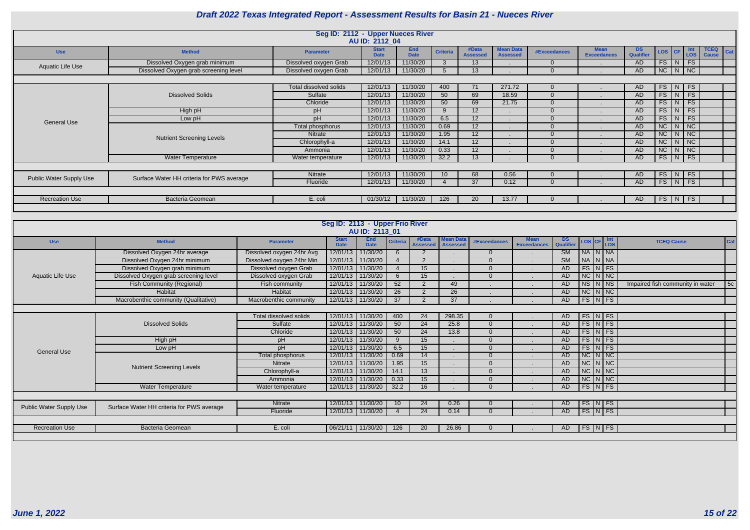# Draft 2022 Texas Integrated Report - Assessment Results for Basin 21 - Nueces River

## Seg ID: 2112 - Upper Nueces River
### AU ID: 2112_04

| Use | Method | Parameter | Start Date | End Date | Criteria | #Data Assessed | Mean Data Assessed | #Exceedances | Mean Exceedances | DS Qualifier | LOS | CF | Int LOS | TCEQ Cause | Cat |
|---|---|---|---|---|---|---|---|---|---|---|---|---|---|---|---|
| Aquatic Life Use | Dissolved Oxygen grab minimum | Dissolved oxygen Grab | 12/01/13 | 11/30/20 | 3 | 13 | . | 0 | . | AD | FS | N | FS | | |
| | Dissolved Oxygen grab screening level | Dissolved oxygen Grab | 12/01/13 | 11/30/20 | 5 | 13 | . | 0 | . | AD | NC | N | NC | | |
| General Use | Dissolved Solids | Total dissolved solids | 12/01/13 | 11/30/20 | 400 | 71 | 271.72 | 0 | . | AD | FS | N | FS | | |
| | | Sulfate | 12/01/13 | 11/30/20 | 50 | 69 | 18.59 | 0 | . | AD | FS | N | FS | | |
| | | Chloride | 12/01/13 | 11/30/20 | 50 | 69 | 21.75 | 0 | . | AD | FS | N | FS | | |
| | High pH | pH | 12/01/13 | 11/30/20 | 9 | 12 | . | 0 | . | AD | FS | N | FS | | |
| | Low pH | pH | 12/01/13 | 11/30/20 | 6.5 | 12 | . | 0 | . | AD | FS | N | FS | | |
| | Nutrient Screening Levels | Total phosphorus | 12/01/13 | 11/30/20 | 0.69 | 12 | . | 0 | . | AD | NC | N | NC | | |
| | | Nitrate | 12/01/13 | 11/30/20 | 1.95 | 12 | . | 0 | . | AD | NC | N | NC | | |
| | | Chlorophyll-a | 12/01/13 | 11/30/20 | 14.1 | 12 | . | 0 | . | AD | NC | N | NC | | |
| | | Ammonia | 12/01/13 | 11/30/20 | 0.33 | 12 | . | 0 | . | AD | NC | N | NC | | |
| | Water Temperature | Water temperature | 12/01/13 | 11/30/20 | 32.2 | 13 | . | 0 | . | AD | FS | N | FS | | |
| Public Water Supply Use | Surface Water HH criteria for PWS average | Nitrate | 12/01/13 | 11/30/20 | 10 | 68 | 0.56 | 0 | . | AD | FS | N | FS | | |
| | | Fluoride | 12/01/13 | 11/30/20 | 4 | 37 | 0.12 | 0 | . | AD | FS | N | FS | | |
| Recreation Use | Bacteria Geomean | E. coli | 01/30/12 | 11/30/20 | 126 | 20 | 13.77 | 0 | . | AD | FS | N | FS | | |

## Seg ID: 2113 - Upper Frio River
### AU ID: 2113_01

| Use | Method | Parameter | Start Date | End Date | Criteria | #Data Assessed | Mean Data Assessed | #Exceedances | Mean Exceedances | DS Qualifier | LOS | CF | Int LOS | TCEQ Cause | Cat |
|---|---|---|---|---|---|---|---|---|---|---|---|---|---|---|---|
| Aquatic Life Use | Dissolved Oxygen 24hr average | Dissolved oxygen 24hr Avg | 12/01/13 | 11/30/20 | 6 | 2 | . | 0 | . | SM | NA | N | NA | | |
| | Dissolved Oxygen 24hr minimum | Dissolved oxygen 24hr Min | 12/01/13 | 11/30/20 | 4 | 2 | . | 0 | . | SM | NA | N | NA | | |
| | Dissolved Oxygen grab minimum | Dissolved oxygen Grab | 12/01/13 | 11/30/20 | 4 | 15 | . | 0 | . | AD | FS | N | FS | | |
| | Dissolved Oxygen grab screening level | Dissolved oxygen Grab | 12/01/13 | 11/30/20 | 6 | 15 | . | 0 | . | AD | NC | N | NC | | |
| | Fish Community (Regional) | Fish community | 12/01/13 | 11/30/20 | 52 | 2 | 49 | . | . | AD | NS | N | NS | Impaired fish community in water | 5c |
| | Habitat | Habitat | 12/01/13 | 11/30/20 | 26 | 2 | 26 | . | . | AD | NC | N | NC | | |
| | Macrobenthic community (Qualitative) | Macrobenthic community | 12/01/13 | 11/30/20 | 37 | 2 | 37 | . | . | AD | FS | N | FS | | |
| General Use | Dissolved Solids | Total dissolved solids | 12/01/13 | 11/30/20 | 400 | 24 | 298.35 | 0 | . | AD | FS | N | FS | | |
| | | Sulfate | 12/01/13 | 11/30/20 | 50 | 24 | 25.8 | 0 | . | AD | FS | N | FS | | |
| | | Chloride | 12/01/13 | 11/30/20 | 50 | 24 | 13.8 | 0 | . | AD | FS | N | FS | | |
| | High pH | pH | 12/01/13 | 11/30/20 | 9 | 15 | . | 0 | . | AD | FS | N | FS | | |
| | Low pH | pH | 12/01/13 | 11/30/20 | 6.5 | 15 | . | 0 | . | AD | FS | N | FS | | |
| | Nutrient Screening Levels | Total phosphorus | 12/01/13 | 11/30/20 | 0.69 | 14 | . | 0 | . | AD | NC | N | NC | | |
| | | Nitrate | 12/01/13 | 11/30/20 | 1.95 | 15 | . | 0 | . | AD | NC | N | NC | | |
| | | Chlorophyll-a | 12/01/13 | 11/30/20 | 14.1 | 13 | . | 0 | . | AD | NC | N | NC | | |
| | | Ammonia | 12/01/13 | 11/30/20 | 0.33 | 15 | . | 0 | . | AD | NC | N | NC | | |
| | Water Temperature | Water temperature | 12/01/13 | 11/30/20 | 32.2 | 16 | . | 0 | . | AD | FS | N | FS | | |
| Public Water Supply Use | Surface Water HH criteria for PWS average | Nitrate | 12/01/13 | 11/30/20 | 10 | 24 | 0.26 | 0 | . | AD | FS | N | FS | | |
| | | Fluoride | 12/01/13 | 11/30/20 | 4 | 24 | 0.14 | 0 | . | AD | FS | N | FS | | |
| Recreation Use | Bacteria Geomean | E. coli | 06/21/11 | 11/30/20 | 126 | 20 | 26.86 | 0 | . | AD | FS | N | FS | | |

June 1, 2022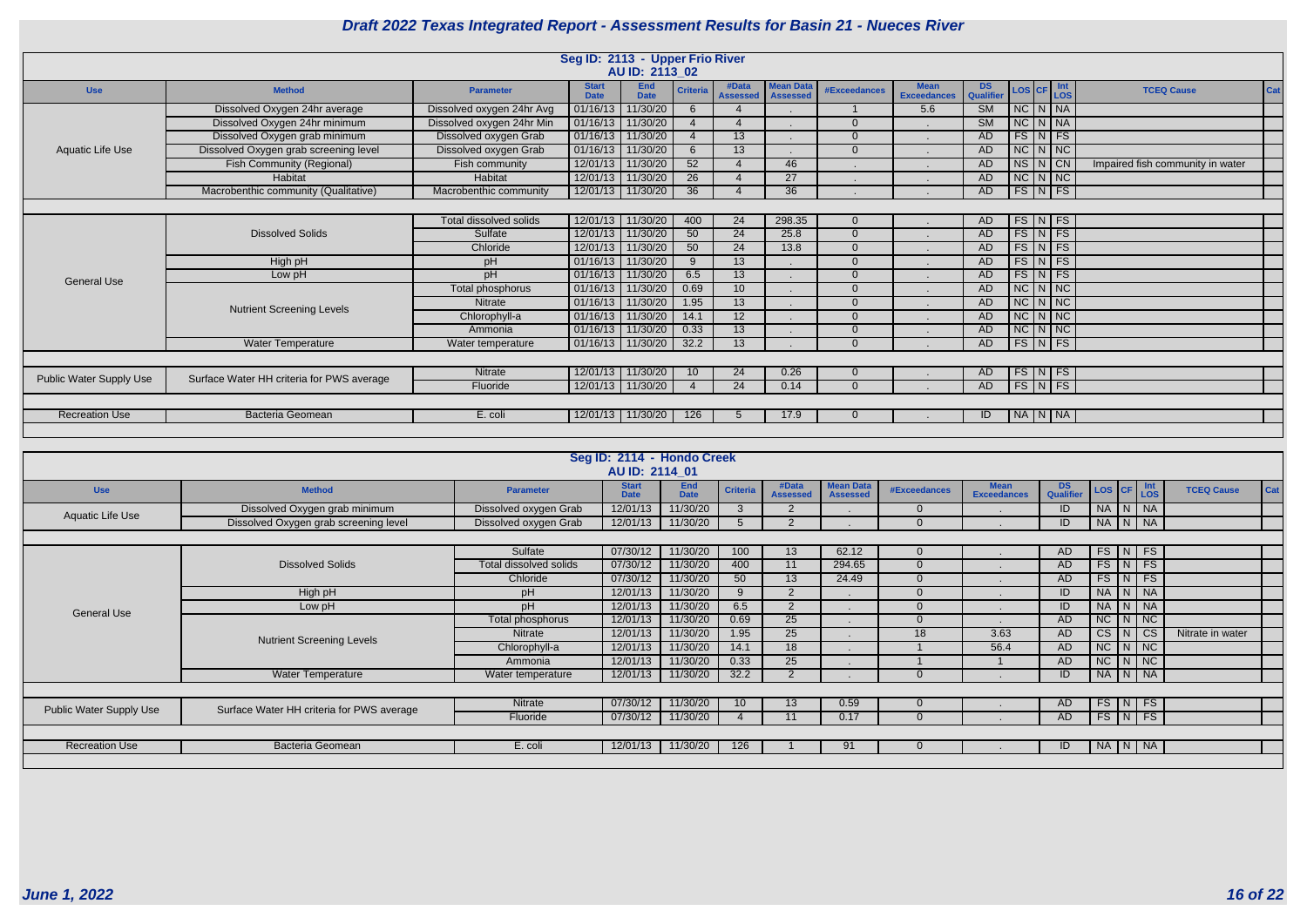# Draft 2022 Texas Integrated Report - Assessment Results for Basin 21 - Nueces River

## Seg ID: 2113 - Upper Frio River

### AU ID: 2113_02

| Use | Method | Parameter | Start Date | End Date | Criteria | #Data Assessed | Mean Data Assessed | #Exceedances | Mean Exceedances | DS Qualifier | LOS | CF | Int LOS | TCEQ Cause | Cat |
|---|---|---|---|---|---|---|---|---|---|---|---|---|---|---|---|
| Aquatic Life Use | Dissolved Oxygen 24hr average | Dissolved oxygen 24hr Avg | 01/16/13 | 11/30/20 | 6 | 4 | . | 1 | 5.6 | SM | NC | N | NA | | |
| | Dissolved Oxygen 24hr minimum | Dissolved oxygen 24hr Min | 01/16/13 | 11/30/20 | 4 | 4 | . | 0 | . | SM | NC | N | NA | | |
| | Dissolved Oxygen grab minimum | Dissolved oxygen Grab | 01/16/13 | 11/30/20 | 4 | 13 | . | 0 | . | AD | FS | N | FS | | |
| | Dissolved Oxygen grab screening level | Dissolved oxygen Grab | 01/16/13 | 11/30/20 | 6 | 13 | . | 0 | . | AD | NC | N | NC | | |
| | Fish Community (Regional) | Fish community | 12/01/13 | 11/30/20 | 52 | 4 | 46 | . | . | AD | NS | N | CN | Impaired fish community in water | |
| | Habitat | Habitat | 12/01/13 | 11/30/20 | 26 | 4 | 27 | . | . | AD | NC | N | NC | | |
| | Macrobenthic community (Qualitative) | Macrobenthic community | 12/01/13 | 11/30/20 | 36 | 4 | 36 | . | . | AD | FS | N | FS | | |
| General Use | Dissolved Solids | Total dissolved solids | 12/01/13 | 11/30/20 | 400 | 24 | 298.35 | 0 | . | AD | FS | N | FS | | |
| | | Sulfate | 12/01/13 | 11/30/20 | 50 | 24 | 25.8 | 0 | . | AD | FS | N | FS | | |
| | | Chloride | 12/01/13 | 11/30/20 | 50 | 24 | 13.8 | 0 | . | AD | FS | N | FS | | |
| | High pH | pH | 01/16/13 | 11/30/20 | 9 | 13 | . | 0 | . | AD | FS | N | FS | | |
| | Low pH | pH | 01/16/13 | 11/30/20 | 6.5 | 13 | . | 0 | . | AD | FS | N | FS | | |
| | Nutrient Screening Levels | Total phosphorus | 01/16/13 | 11/30/20 | 0.69 | 10 | . | 0 | . | AD | NC | N | NC | | |
| | | Nitrate | 01/16/13 | 11/30/20 | 1.95 | 13 | . | 0 | . | AD | NC | N | NC | | |
| | | Chlorophyll-a | 01/16/13 | 11/30/20 | 14.1 | 12 | . | 0 | . | AD | NC | N | NC | | |
| | | Ammonia | 01/16/13 | 11/30/20 | 0.33 | 13 | . | 0 | . | AD | NC | N | NC | | |
| | Water Temperature | Water temperature | 01/16/13 | 11/30/20 | 32.2 | 13 | . | 0 | . | AD | FS | N | FS | | |
| Public Water Supply Use | Surface Water HH criteria for PWS average | Nitrate | 12/01/13 | 11/30/20 | 10 | 24 | 0.26 | 0 | . | AD | FS | N | FS | | |
| | | Fluoride | 12/01/13 | 11/30/20 | 4 | 24 | 0.14 | 0 | . | AD | FS | N | FS | | |
| Recreation Use | Bacteria Geomean | E. coli | 12/01/13 | 11/30/20 | 126 | 5 | 17.9 | 0 | . | ID | NA | N | NA | | |

## Seg ID: 2114 - Hondo Creek

### AU ID: 2114_01

| Use | Method | Parameter | Start Date | End Date | Criteria | #Data Assessed | Mean Data Assessed | #Exceedances | Mean Exceedances | DS Qualifier | LOS | CF | Int LOS | TCEQ Cause | Cat |
|---|---|---|---|---|---|---|---|---|---|---|---|---|---|---|---|
| Aquatic Life Use | Dissolved Oxygen grab minimum | Dissolved oxygen Grab | 12/01/13 | 11/30/20 | 3 | 2 | . | 0 | . | ID | NA | N | NA | | |
| | Dissolved Oxygen grab screening level | Dissolved oxygen Grab | 12/01/13 | 11/30/20 | 5 | 2 | . | 0 | . | ID | NA | N | NA | | |
| General Use | Dissolved Solids | Sulfate | 07/30/12 | 11/30/20 | 100 | 13 | 62.12 | 0 | . | AD | FS | N | FS | | |
| | | Total dissolved solids | 07/30/12 | 11/30/20 | 400 | 11 | 294.65 | 0 | . | AD | FS | N | FS | | |
| | | Chloride | 07/30/12 | 11/30/20 | 50 | 13 | 24.49 | 0 | . | AD | FS | N | FS | | |
| | High pH | pH | 12/01/13 | 11/30/20 | 9 | 2 | . | 0 | . | ID | NA | N | NA | | |
| | Low pH | pH | 12/01/13 | 11/30/20 | 6.5 | 2 | . | 0 | . | ID | NA | N | NA | | |
| | Nutrient Screening Levels | Total phosphorus | 12/01/13 | 11/30/20 | 0.69 | 25 | . | 0 | . | AD | NC | N | NC | | |
| | | Nitrate | 12/01/13 | 11/30/20 | 1.95 | 25 | . | 18 | 3.63 | AD | CS | N | CS | Nitrate in water | |
| | | Chlorophyll-a | 12/01/13 | 11/30/20 | 14.1 | 18 | . | 1 | 56.4 | AD | NC | N | NC | | |
| | | Ammonia | 12/01/13 | 11/30/20 | 0.33 | 25 | . | 1 | 1 | AD | NC | N | NC | | |
| | Water Temperature | Water temperature | 12/01/13 | 11/30/20 | 32.2 | 2 | . | 0 | . | ID | NA | N | NA | | |
| Public Water Supply Use | Surface Water HH criteria for PWS average | Nitrate | 07/30/12 | 11/30/20 | 10 | 13 | 0.59 | 0 | . | AD | FS | N | FS | | |
| | | Fluoride | 07/30/12 | 11/30/20 | 4 | 11 | 0.17 | 0 | . | AD | FS | N | FS | | |
| Recreation Use | Bacteria Geomean | E. coli | 12/01/13 | 11/30/20 | 126 | 1 | 91 | 0 | . | ID | NA | N | NA | | |

*June 1, 2022*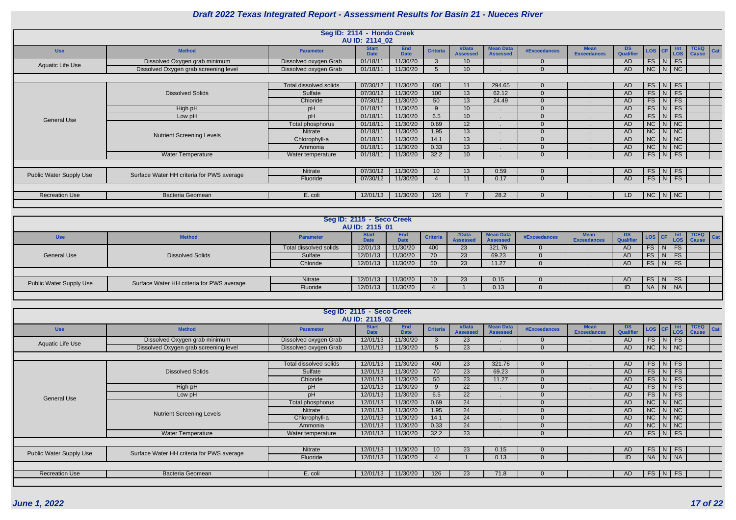# Draft 2022 Texas Integrated Report - Assessment Results for Basin 21 - Nueces River

## Seg ID: 2114 - Hondo Creek
### AU ID: 2114_02

| Use | Method | Parameter | Start Date | End Date | Criteria | #Data Assessed | Mean Data Assessed | #Exceedances | Mean Exceedances | DS Qualifier | LOS | CF | Int LOS | TCEQ Cause | Cat |
|---|---|---|---|---|---|---|---|---|---|---|---|---|---|---|---|
| Aquatic Life Use | Dissolved Oxygen grab minimum | Dissolved oxygen Grab | 01/18/11 | 11/30/20 | 3 | 10 | . | 0 | . | AD | FS | N | FS | | |
| | Dissolved Oxygen grab screening level | Dissolved oxygen Grab | 01/18/11 | 11/30/20 | 5 | 10 | . | 0 | . | AD | NC | N | NC | | |
| General Use | Dissolved Solids | Total dissolved solids | 07/30/12 | 11/30/20 | 400 | 11 | 294.65 | 0 | . | AD | FS | N | FS | | |
| | | Sulfate | 07/30/12 | 11/30/20 | 100 | 13 | 62.12 | 0 | . | AD | FS | N | FS | | |
| | | Chloride | 07/30/12 | 11/30/20 | 50 | 13 | 24.49 | 0 | . | AD | FS | N | FS | | |
| | High pH | pH | 01/18/11 | 11/30/20 | 9 | 10 | . | 0 | . | AD | FS | N | FS | | |
| | Low pH | pH | 01/18/11 | 11/30/20 | 6.5 | 10 | . | 0 | . | AD | FS | N | FS | | |
| | Nutrient Screening Levels | Total phosphorus | 01/18/11 | 11/30/20 | 0.69 | 12 | . | 0 | . | AD | NC | N | NC | | |
| | | Nitrate | 01/18/11 | 11/30/20 | 1.95 | 13 | . | 0 | . | AD | NC | N | NC | | |
| | | Chlorophyll-a | 01/18/11 | 11/30/20 | 14.1 | 13 | . | 0 | . | AD | NC | N | NC | | |
| | | Ammonia | 01/18/11 | 11/30/20 | 0.33 | 13 | . | 0 | . | AD | NC | N | NC | | |
| | Water Temperature | Water temperature | 01/18/11 | 11/30/20 | 32.2 | 10 | . | 0 | . | AD | FS | N | FS | | |
| Public Water Supply Use | Surface Water HH criteria for PWS average | Nitrate | 07/30/12 | 11/30/20 | 10 | 13 | 0.59 | 0 | . | AD | FS | N | FS | | |
| | | Fluoride | 07/30/12 | 11/30/20 | 4 | 11 | 0.17 | 0 | . | AD | FS | N | FS | | |
| Recreation Use | Bacteria Geomean | E. coli | 12/01/13 | 11/30/20 | 126 | 7 | 28.2 | 0 | . | LD | NC | N | NC | | |

## Seg ID: 2115 - Seco Creek
### AU ID: 2115_01

| Use | Method | Parameter | Start Date | End Date | Criteria | #Data Assessed | Mean Data Assessed | #Exceedances | Mean Exceedances | DS Qualifier | LOS | CF | Int LOS | TCEQ Cause | Cat |
|---|---|---|---|---|---|---|---|---|---|---|---|---|---|---|---|
| General Use | Dissolved Solids | Total dissolved solids | 12/01/13 | 11/30/20 | 400 | 23 | 321.76 | 0 | . | AD | FS | N | FS | | |
| | | Sulfate | 12/01/13 | 11/30/20 | 70 | 23 | 69.23 | 0 | . | AD | FS | N | FS | | |
| | | Chloride | 12/01/13 | 11/30/20 | 50 | 23 | 11.27 | 0 | . | AD | FS | N | FS | | |
| Public Water Supply Use | Surface Water HH criteria for PWS average | Nitrate | 12/01/13 | 11/30/20 | 10 | 23 | 0.15 | 0 | . | AD | FS | N | FS | | |
| | | Fluoride | 12/01/13 | 11/30/20 | 4 | 1 | 0.13 | 0 | . | ID | NA | N | NA | | |

## Seg ID: 2115 - Seco Creek
### AU ID: 2115_02

| Use | Method | Parameter | Start Date | End Date | Criteria | #Data Assessed | Mean Data Assessed | #Exceedances | Mean Exceedances | DS Qualifier | LOS | CF | Int LOS | TCEQ Cause | Cat |
|---|---|---|---|---|---|---|---|---|---|---|---|---|---|---|---|
| Aquatic Life Use | Dissolved Oxygen grab minimum | Dissolved oxygen Grab | 12/01/13 | 11/30/20 | 3 | 23 | . | 0 | . | AD | FS | N | FS | | |
| | Dissolved Oxygen grab screening level | Dissolved oxygen Grab | 12/01/13 | 11/30/20 | 5 | 23 | . | 0 | . | AD | NC | N | NC | | |
| General Use | Dissolved Solids | Total dissolved solids | 12/01/13 | 11/30/20 | 400 | 23 | 321.76 | 0 | . | AD | FS | N | FS | | |
| | | Sulfate | 12/01/13 | 11/30/20 | 70 | 23 | 69.23 | 0 | . | AD | FS | N | FS | | |
| | | Chloride | 12/01/13 | 11/30/20 | 50 | 23 | 11.27 | 0 | . | AD | FS | N | FS | | |
| | High pH | pH | 12/01/13 | 11/30/20 | 9 | 22 | . | 0 | . | AD | FS | N | FS | | |
| | Low pH | pH | 12/01/13 | 11/30/20 | 6.5 | 22 | . | 0 | . | AD | FS | N | FS | | |
| | Nutrient Screening Levels | Total phosphorus | 12/01/13 | 11/30/20 | 0.69 | 24 | . | 0 | . | AD | NC | N | NC | | |
| | | Nitrate | 12/01/13 | 11/30/20 | 1.95 | 24 | . | 0 | . | AD | NC | N | NC | | |
| | | Chlorophyll-a | 12/01/13 | 11/30/20 | 14.1 | 24 | . | 0 | . | AD | NC | N | NC | | |
| | | Ammonia | 12/01/13 | 11/30/20 | 0.33 | 24 | . | 0 | . | AD | NC | N | NC | | |
| | Water Temperature | Water temperature | 12/01/13 | 11/30/20 | 32.2 | 23 | . | 0 | . | AD | FS | N | FS | | |
| Public Water Supply Use | Surface Water HH criteria for PWS average | Nitrate | 12/01/13 | 11/30/20 | 10 | 23 | 0.15 | 0 | . | AD | FS | N | FS | | |
| | | Fluoride | 12/01/13 | 11/30/20 | 4 | 1 | 0.13 | 0 | . | ID | NA | N | NA | | |
| Recreation Use | Bacteria Geomean | E. coli | 12/01/13 | 11/30/20 | 126 | 23 | 71.8 | 0 | . | AD | FS | N | FS | | |

*June 1, 2022*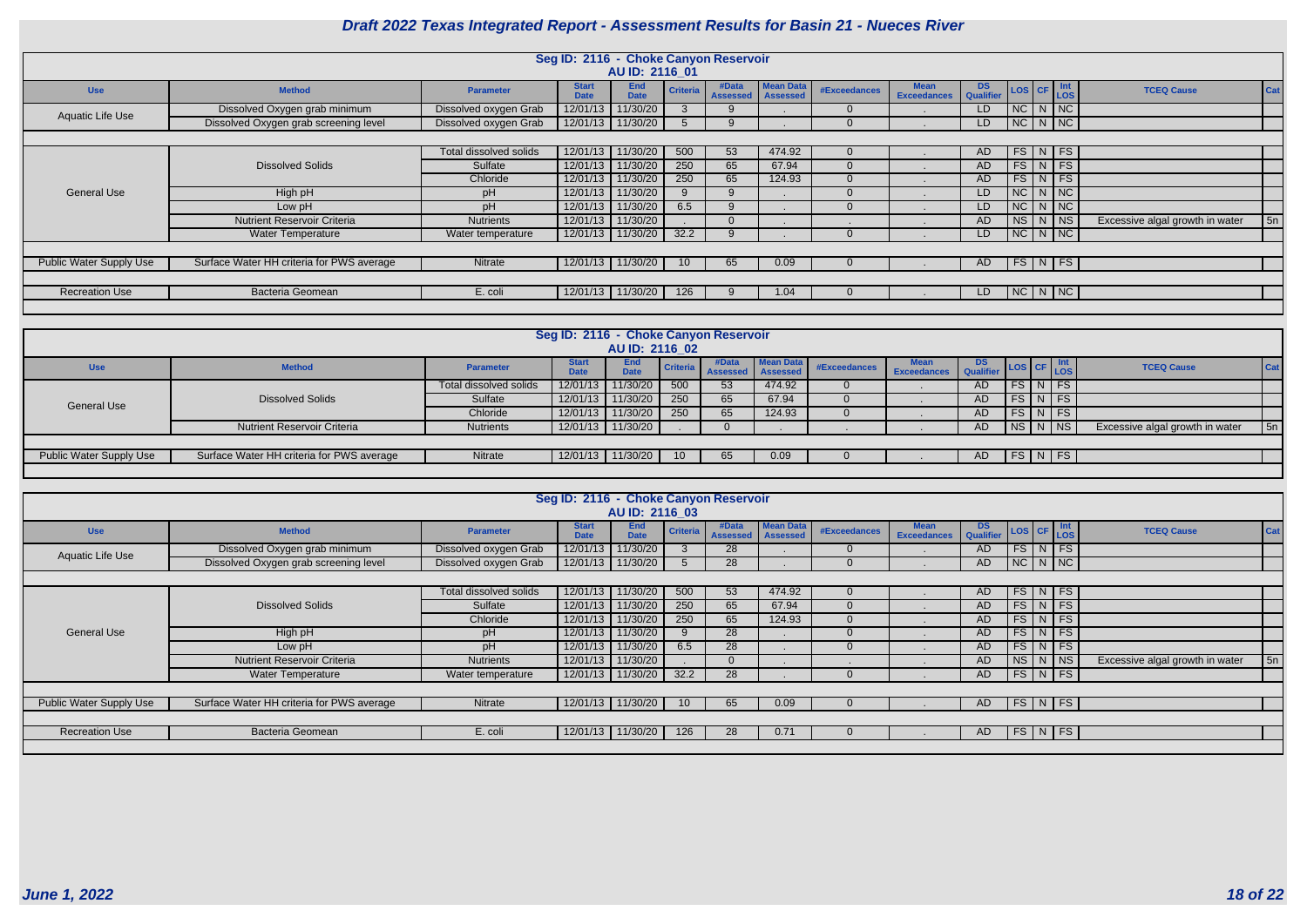# Draft 2022 Texas Integrated Report - Assessment Results for Basin 21 - Nueces River

## Seg ID: 2116 - Choke Canyon Reservoir
### AU ID: 2116_01

| Use | Method | Parameter | Start Date | End Date | Criteria | #Data Assessed | Mean Data Assessed | #Exceedances | Mean Exceedances | DS Qualifier | LOS | CF | Int LOS | TCEQ Cause | Cat |
|---|---|---|---|---|---|---|---|---|---|---|---|---|---|---|---|
| Aquatic Life Use | Dissolved Oxygen grab minimum | Dissolved oxygen Grab | 12/01/13 | 11/30/20 | 3 | 9 | . | 0 | . | LD | NC | N | NC | | |
| | Dissolved Oxygen grab screening level | Dissolved oxygen Grab | 12/01/13 | 11/30/20 | 5 | 9 | . | 0 | . | LD | NC | N | NC | | |
| General Use | Dissolved Solids | Total dissolved solids | 12/01/13 | 11/30/20 | 500 | 53 | 474.92 | 0 | . | AD | FS | N | FS | | |
| | | Sulfate | 12/01/13 | 11/30/20 | 250 | 65 | 67.94 | 0 | . | AD | FS | N | FS | | |
| | | Chloride | 12/01/13 | 11/30/20 | 250 | 65 | 124.93 | 0 | . | AD | FS | N | FS | | |
| | High pH | pH | 12/01/13 | 11/30/20 | 9 | 9 | . | 0 | . | LD | NC | N | NC | | |
| | Low pH | pH | 12/01/13 | 11/30/20 | 6.5 | 9 | . | 0 | . | LD | NC | N | NC | | |
| | Nutrient Reservoir Criteria | Nutrients | 12/01/13 | 11/30/20 | . | 0 | . | . | . | AD | NS | N | NS | Excessive algal growth in water | 5n |
| | Water Temperature | Water temperature | 12/01/13 | 11/30/20 | 32.2 | 9 | . | 0 | . | LD | NC | N | NC | | |
| Public Water Supply Use | Surface Water HH criteria for PWS average | Nitrate | 12/01/13 | 11/30/20 | 10 | 65 | 0.09 | 0 | . | AD | FS | N | FS | | |
| Recreation Use | Bacteria Geomean | E. coli | 12/01/13 | 11/30/20 | 126 | 9 | 1.04 | 0 | . | LD | NC | N | NC | | |

## Seg ID: 2116 - Choke Canyon Reservoir
### AU ID: 2116_02

| Use | Method | Parameter | Start Date | End Date | Criteria | #Data Assessed | Mean Data Assessed | #Exceedances | Mean Exceedances | DS Qualifier | LOS | CF | Int LOS | TCEQ Cause | Cat |
|---|---|---|---|---|---|---|---|---|---|---|---|---|---|---|---|
| General Use | Dissolved Solids | Total dissolved solids | 12/01/13 | 11/30/20 | 500 | 53 | 474.92 | 0 | . | AD | FS | N | FS | | |
| | | Sulfate | 12/01/13 | 11/30/20 | 250 | 65 | 67.94 | 0 | . | AD | FS | N | FS | | |
| | | Chloride | 12/01/13 | 11/30/20 | 250 | 65 | 124.93 | 0 | . | AD | FS | N | FS | | |
| | Nutrient Reservoir Criteria | Nutrients | 12/01/13 | 11/30/20 | . | 0 | . | . | . | AD | NS | N | NS | Excessive algal growth in water | 5n |
| Public Water Supply Use | Surface Water HH criteria for PWS average | Nitrate | 12/01/13 | 11/30/20 | 10 | 65 | 0.09 | 0 | . | AD | FS | N | FS | | |

## Seg ID: 2116 - Choke Canyon Reservoir
### AU ID: 2116_03

| Use | Method | Parameter | Start Date | End Date | Criteria | #Data Assessed | Mean Data Assessed | #Exceedances | Mean Exceedances | DS Qualifier | LOS | CF | Int LOS | TCEQ Cause | Cat |
|---|---|---|---|---|---|---|---|---|---|---|---|---|---|---|---|
| Aquatic Life Use | Dissolved Oxygen grab minimum | Dissolved oxygen Grab | 12/01/13 | 11/30/20 | 3 | 28 | . | 0 | . | AD | FS | N | FS | | |
| | Dissolved Oxygen grab screening level | Dissolved oxygen Grab | 12/01/13 | 11/30/20 | 5 | 28 | . | 0 | . | AD | NC | N | NC | | |
| General Use | Dissolved Solids | Total dissolved solids | 12/01/13 | 11/30/20 | 500 | 53 | 474.92 | 0 | . | AD | FS | N | FS | | |
| | | Sulfate | 12/01/13 | 11/30/20 | 250 | 65 | 67.94 | 0 | . | AD | FS | N | FS | | |
| | | Chloride | 12/01/13 | 11/30/20 | 250 | 65 | 124.93 | 0 | . | AD | FS | N | FS | | |
| | High pH | pH | 12/01/13 | 11/30/20 | 9 | 28 | . | 0 | . | AD | FS | N | FS | | |
| | Low pH | pH | 12/01/13 | 11/30/20 | 6.5 | 28 | . | 0 | . | AD | FS | N | FS | | |
| | Nutrient Reservoir Criteria | Nutrients | 12/01/13 | 11/30/20 | . | 0 | . | . | . | AD | NS | N | NS | Excessive algal growth in water | 5n |
| | Water Temperature | Water temperature | 12/01/13 | 11/30/20 | 32.2 | 28 | . | 0 | . | AD | FS | N | FS | | |
| Public Water Supply Use | Surface Water HH criteria for PWS average | Nitrate | 12/01/13 | 11/30/20 | 10 | 65 | 0.09 | 0 | . | AD | FS | N | FS | | |
| Recreation Use | Bacteria Geomean | E. coli | 12/01/13 | 11/30/20 | 126 | 28 | 0.71 | 0 | . | AD | FS | N | FS | | |

*June 1, 2022*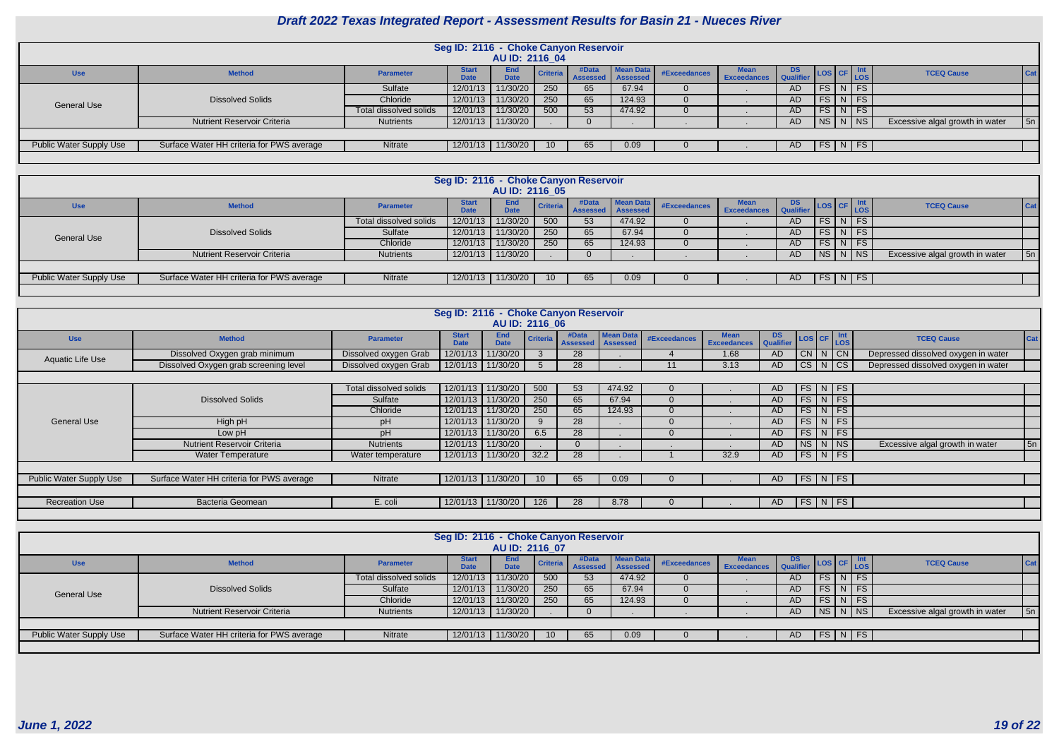# Draft 2022 Texas Integrated Report - Assessment Results for Basin 21 - Nueces River

## Seg ID: 2116 - Choke Canyon Reservoir
### AU ID: 2116_04

| Use | Method | Parameter | Start Date | End Date | Criteria | #Data Assessed | Mean Data Assessed | #Exceedances | Mean Exceedances | DS Qualifier | LOS | CF | Int LOS | TCEQ Cause | Cat |
|---|---|---|---|---|---|---|---|---|---|---|---|---|---|---|---|
| General Use | Dissolved Solids | Sulfate | 12/01/13 | 11/30/20 | 250 | 65 | 67.94 | 0 | . | AD | FS | N | FS | | |
| | | Chloride | 12/01/13 | 11/30/20 | 250 | 65 | 124.93 | 0 | . | AD | FS | N | FS | | |
| | | Total dissolved solids | 12/01/13 | 11/30/20 | 500 | 53 | 474.92 | 0 | . | AD | FS | N | FS | | |
| | Nutrient Reservoir Criteria | Nutrients | 12/01/13 | 11/30/20 | . | 0 | . | . | . | AD | NS | N | NS | Excessive algal growth in water | 5n |
| Public Water Supply Use | Surface Water HH criteria for PWS average | Nitrate | 12/01/13 | 11/30/20 | 10 | 65 | 0.09 | 0 | . | AD | FS | N | FS | | |

## Seg ID: 2116 - Choke Canyon Reservoir
### AU ID: 2116_05

| Use | Method | Parameter | Start Date | End Date | Criteria | #Data Assessed | Mean Data Assessed | #Exceedances | Mean Exceedances | DS Qualifier | LOS | CF | Int LOS | TCEQ Cause | Cat |
|---|---|---|---|---|---|---|---|---|---|---|---|---|---|---|---|
| General Use | Dissolved Solids | Total dissolved solids | 12/01/13 | 11/30/20 | 500 | 53 | 474.92 | 0 | . | AD | FS | N | FS | | |
| | | Sulfate | 12/01/13 | 11/30/20 | 250 | 65 | 67.94 | 0 | . | AD | FS | N | FS | | |
| | | Chloride | 12/01/13 | 11/30/20 | 250 | 65 | 124.93 | 0 | . | AD | FS | N | FS | | |
| | Nutrient Reservoir Criteria | Nutrients | 12/01/13 | 11/30/20 | . | 0 | . | . | . | AD | NS | N | NS | Excessive algal growth in water | 5n |
| Public Water Supply Use | Surface Water HH criteria for PWS average | Nitrate | 12/01/13 | 11/30/20 | 10 | 65 | 0.09 | 0 | . | AD | FS | N | FS | | |

## Seg ID: 2116 - Choke Canyon Reservoir
### AU ID: 2116_06

| Use | Method | Parameter | Start Date | End Date | Criteria | #Data Assessed | Mean Data Assessed | #Exceedances | Mean Exceedances | DS Qualifier | LOS | CF | Int LOS | TCEQ Cause | Cat |
|---|---|---|---|---|---|---|---|---|---|---|---|---|---|---|---|
| Aquatic Life Use | Dissolved Oxygen grab minimum | Dissolved oxygen Grab | 12/01/13 | 11/30/20 | 3 | 28 | . | 4 | 1.68 | AD | CN | N | CN | Depressed dissolved oxygen in water | |
| | Dissolved Oxygen grab screening level | Dissolved oxygen Grab | 12/01/13 | 11/30/20 | 5 | 28 | . | 11 | 3.13 | AD | CS | N | CS | Depressed dissolved oxygen in water | |
| General Use | Dissolved Solids | Total dissolved solids | 12/01/13 | 11/30/20 | 500 | 53 | 474.92 | 0 | . | AD | FS | N | FS | | |
| | | Sulfate | 12/01/13 | 11/30/20 | 250 | 65 | 67.94 | 0 | . | AD | FS | N | FS | | |
| | | Chloride | 12/01/13 | 11/30/20 | 250 | 65 | 124.93 | 0 | . | AD | FS | N | FS | | |
| | High pH | pH | 12/01/13 | 11/30/20 | 9 | 28 | . | 0 | . | AD | FS | N | FS | | |
| | Low pH | pH | 12/01/13 | 11/30/20 | 6.5 | 28 | . | 0 | . | AD | FS | N | FS | | |
| | Nutrient Reservoir Criteria | Nutrients | 12/01/13 | 11/30/20 | . | 0 | . | . | . | AD | NS | N | NS | Excessive algal growth in water | 5n |
| | Water Temperature | Water temperature | 12/01/13 | 11/30/20 | 32.2 | 28 | . | 1 | 32.9 | AD | FS | N | FS | | |
| Public Water Supply Use | Surface Water HH criteria for PWS average | Nitrate | 12/01/13 | 11/30/20 | 10 | 65 | 0.09 | 0 | . | AD | FS | N | FS | | |
| Recreation Use | Bacteria Geomean | E. coli | 12/01/13 | 11/30/20 | 126 | 28 | 8.78 | 0 | . | AD | FS | N | FS | | |

## Seg ID: 2116 - Choke Canyon Reservoir
### AU ID: 2116_07

| Use | Method | Parameter | Start Date | End Date | Criteria | #Data Assessed | Mean Data Assessed | #Exceedances | Mean Exceedances | DS Qualifier | LOS | CF | Int LOS | TCEQ Cause | Cat |
|---|---|---|---|---|---|---|---|---|---|---|---|---|---|---|---|
| General Use | Dissolved Solids | Total dissolved solids | 12/01/13 | 11/30/20 | 500 | 53 | 474.92 | 0 | . | AD | FS | N | FS | | |
| | | Sulfate | 12/01/13 | 11/30/20 | 250 | 65 | 67.94 | 0 | . | AD | FS | N | FS | | |
| | | Chloride | 12/01/13 | 11/30/20 | 250 | 65 | 124.93 | 0 | . | AD | FS | N | FS | | |
| | Nutrient Reservoir Criteria | Nutrients | 12/01/13 | 11/30/20 | . | 0 | . | . | . | AD | NS | N | NS | Excessive algal growth in water | 5n |
| Public Water Supply Use | Surface Water HH criteria for PWS average | Nitrate | 12/01/13 | 11/30/20 | 10 | 65 | 0.09 | 0 | . | AD | FS | N | FS | | |

*June 1, 2022*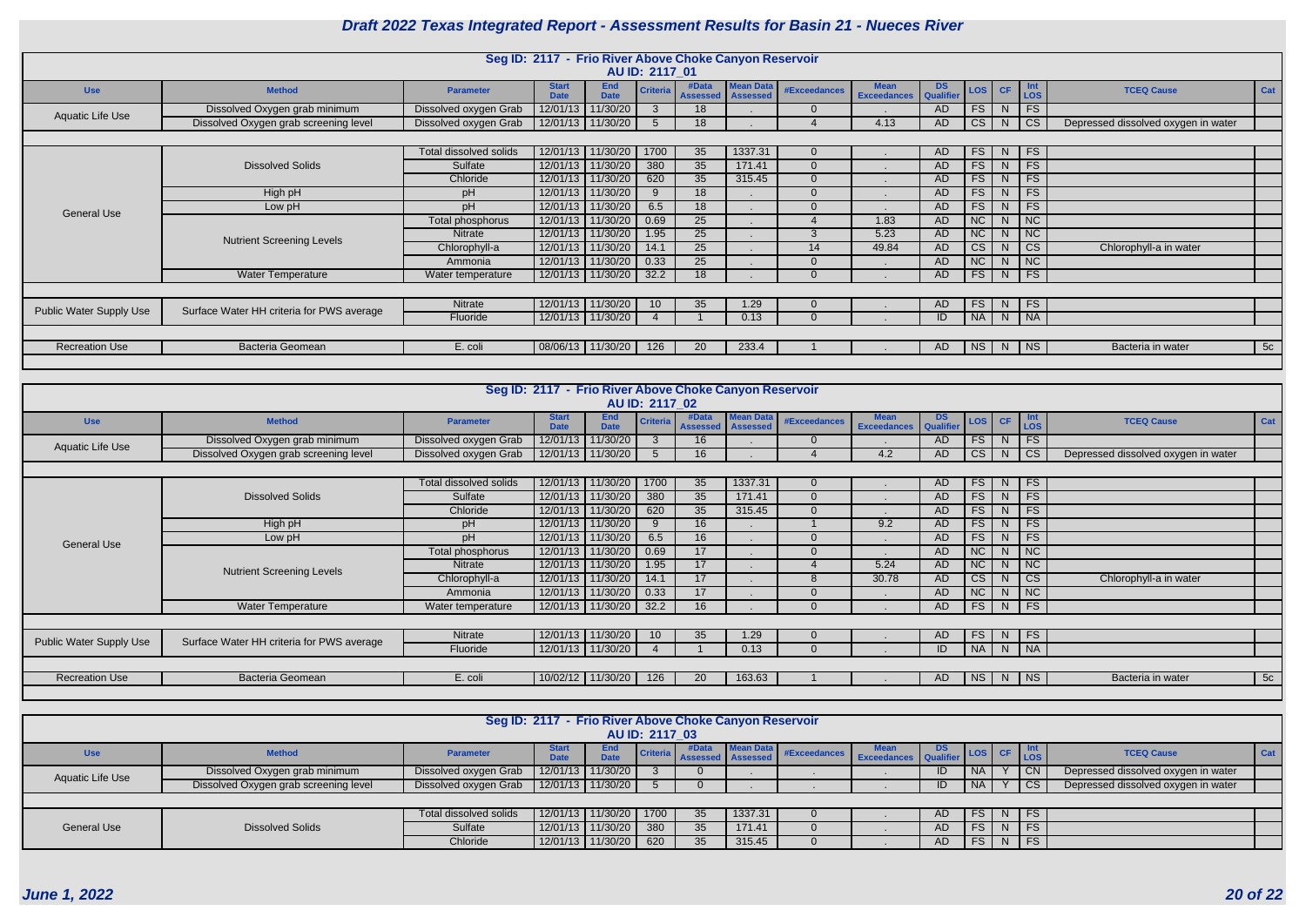# Draft 2022 Texas Integrated Report - Assessment Results for Basin 21 - Nueces River

## Seg ID: 2117 - Frio River Above Choke Canyon Reservoir

### AU ID: 2117_01

| Use | Method | Parameter | Start Date | End Date | Criteria | #Data Assessed | Mean Data Assessed | #Exceedances | Mean Exceedances | DS Qualifier | LOS | CF | Int LOS | TCEQ Cause | Cat |
|---|---|---|---|---|---|---|---|---|---|---|---|---|---|---|---|
| Aquatic Life Use | Dissolved Oxygen grab minimum | Dissolved oxygen Grab | 12/01/13 | 11/30/20 | 3 | 18 | . | 0 | . | AD | FS | N | FS | | |
| | Dissolved Oxygen grab screening level | Dissolved oxygen Grab | 12/01/13 | 11/30/20 | 5 | 18 | . | 4 | 4.13 | AD | CS | N | CS | Depressed dissolved oxygen in water | |
| General Use | Dissolved Solids | Total dissolved solids | 12/01/13 | 11/30/20 | 1700 | 35 | 1337.31 | 0 | . | AD | FS | N | FS | | |
| | | Sulfate | 12/01/13 | 11/30/20 | 380 | 35 | 171.41 | 0 | . | AD | FS | N | FS | | |
| | | Chloride | 12/01/13 | 11/30/20 | 620 | 35 | 315.45 | 0 | . | AD | FS | N | FS | | |
| | High pH | pH | 12/01/13 | 11/30/20 | 9 | 18 | . | 0 | . | AD | FS | N | FS | | |
| | Low pH | pH | 12/01/13 | 11/30/20 | 6.5 | 18 | . | 0 | . | AD | FS | N | FS | | |
| | Nutrient Screening Levels | Total phosphorus | 12/01/13 | 11/30/20 | 0.69 | 25 | . | 4 | 1.83 | AD | NC | N | NC | | |
| | | Nitrate | 12/01/13 | 11/30/20 | 1.95 | 25 | . | 3 | 5.23 | AD | NC | N | NC | | |
| | | Chlorophyll-a | 12/01/13 | 11/30/20 | 14.1 | 25 | . | 14 | 49.84 | AD | CS | N | CS | Chlorophyll-a in water | |
| | | Ammonia | 12/01/13 | 11/30/20 | 0.33 | 25 | . | 0 | . | AD | NC | N | NC | | |
| | Water Temperature | Water temperature | 12/01/13 | 11/30/20 | 32.2 | 18 | . | 0 | . | AD | FS | N | FS | | |
| Public Water Supply Use | Surface Water HH criteria for PWS average | Nitrate | 12/01/13 | 11/30/20 | 10 | 35 | 1.29 | 0 | . | AD | FS | N | FS | | |
| | | Fluoride | 12/01/13 | 11/30/20 | 4 | 1 | 0.13 | 0 | . | ID | NA | N | NA | | |
| Recreation Use | Bacteria Geomean | E. coli | 08/06/13 | 11/30/20 | 126 | 20 | 233.4 | 1 | . | AD | NS | N | NS | Bacteria in water | 5c |

## Seg ID: 2117 - Frio River Above Choke Canyon Reservoir

### AU ID: 2117_02

| Use | Method | Parameter | Start Date | End Date | Criteria | #Data Assessed | Mean Data Assessed | #Exceedances | Mean Exceedances | DS Qualifier | LOS | CF | Int LOS | TCEQ Cause | Cat |
|---|---|---|---|---|---|---|---|---|---|---|---|---|---|---|---|
| Aquatic Life Use | Dissolved Oxygen grab minimum | Dissolved oxygen Grab | 12/01/13 | 11/30/20 | 3 | 16 | . | 0 | . | AD | FS | N | FS | | |
| | Dissolved Oxygen grab screening level | Dissolved oxygen Grab | 12/01/13 | 11/30/20 | 5 | 16 | . | 4 | 4.2 | AD | CS | N | CS | Depressed dissolved oxygen in water | |
| General Use | Dissolved Solids | Total dissolved solids | 12/01/13 | 11/30/20 | 1700 | 35 | 1337.31 | 0 | . | AD | FS | N | FS | | |
| | | Sulfate | 12/01/13 | 11/30/20 | 380 | 35 | 171.41 | 0 | . | AD | FS | N | FS | | |
| | | Chloride | 12/01/13 | 11/30/20 | 620 | 35 | 315.45 | 0 | . | AD | FS | N | FS | | |
| | High pH | pH | 12/01/13 | 11/30/20 | 9 | 16 | . | 1 | 9.2 | AD | FS | N | FS | | |
| | Low pH | pH | 12/01/13 | 11/30/20 | 6.5 | 16 | . | 0 | . | AD | FS | N | FS | | |
| | Nutrient Screening Levels | Total phosphorus | 12/01/13 | 11/30/20 | 0.69 | 17 | . | 0 | . | AD | NC | N | NC | | |
| | | Nitrate | 12/01/13 | 11/30/20 | 1.95 | 17 | . | 4 | 5.24 | AD | NC | N | NC | | |
| | | Chlorophyll-a | 12/01/13 | 11/30/20 | 14.1 | 17 | . | 8 | 30.78 | AD | CS | N | CS | Chlorophyll-a in water | |
| | | Ammonia | 12/01/13 | 11/30/20 | 0.33 | 17 | . | 0 | . | AD | NC | N | NC | | |
| | Water Temperature | Water temperature | 12/01/13 | 11/30/20 | 32.2 | 16 | . | 0 | . | AD | FS | N | FS | | |
| Public Water Supply Use | Surface Water HH criteria for PWS average | Nitrate | 12/01/13 | 11/30/20 | 10 | 35 | 1.29 | 0 | . | AD | FS | N | FS | | |
| | | Fluoride | 12/01/13 | 11/30/20 | 4 | 1 | 0.13 | 0 | . | ID | NA | N | NA | | |
| Recreation Use | Bacteria Geomean | E. coli | 10/02/12 | 11/30/20 | 126 | 20 | 163.63 | 1 | . | AD | NS | N | NS | Bacteria in water | 5c |

## Seg ID: 2117 - Frio River Above Choke Canyon Reservoir

### AU ID: 2117_03

| Use | Method | Parameter | Start Date | End Date | Criteria | #Data Assessed | Mean Data Assessed | #Exceedances | Mean Exceedances | DS Qualifier | LOS | CF | Int LOS | TCEQ Cause | Cat |
|---|---|---|---|---|---|---|---|---|---|---|---|---|---|---|---|
| Aquatic Life Use | Dissolved Oxygen grab minimum | Dissolved oxygen Grab | 12/01/13 | 11/30/20 | 3 | 0 | . | . | . | ID | NA | Y | CN | Depressed dissolved oxygen in water | |
| | Dissolved Oxygen grab screening level | Dissolved oxygen Grab | 12/01/13 | 11/30/20 | 5 | 0 | . | . | . | ID | NA | Y | CS | Depressed dissolved oxygen in water | |
| General Use | Dissolved Solids | Total dissolved solids | 12/01/13 | 11/30/20 | 1700 | 35 | 1337.31 | 0 | . | AD | FS | N | FS | | |
| | | Sulfate | 12/01/13 | 11/30/20 | 380 | 35 | 171.41 | 0 | . | AD | FS | N | FS | | |
| | | Chloride | 12/01/13 | 11/30/20 | 620 | 35 | 315.45 | 0 | . | AD | FS | N | FS | | |

*June 1, 2022*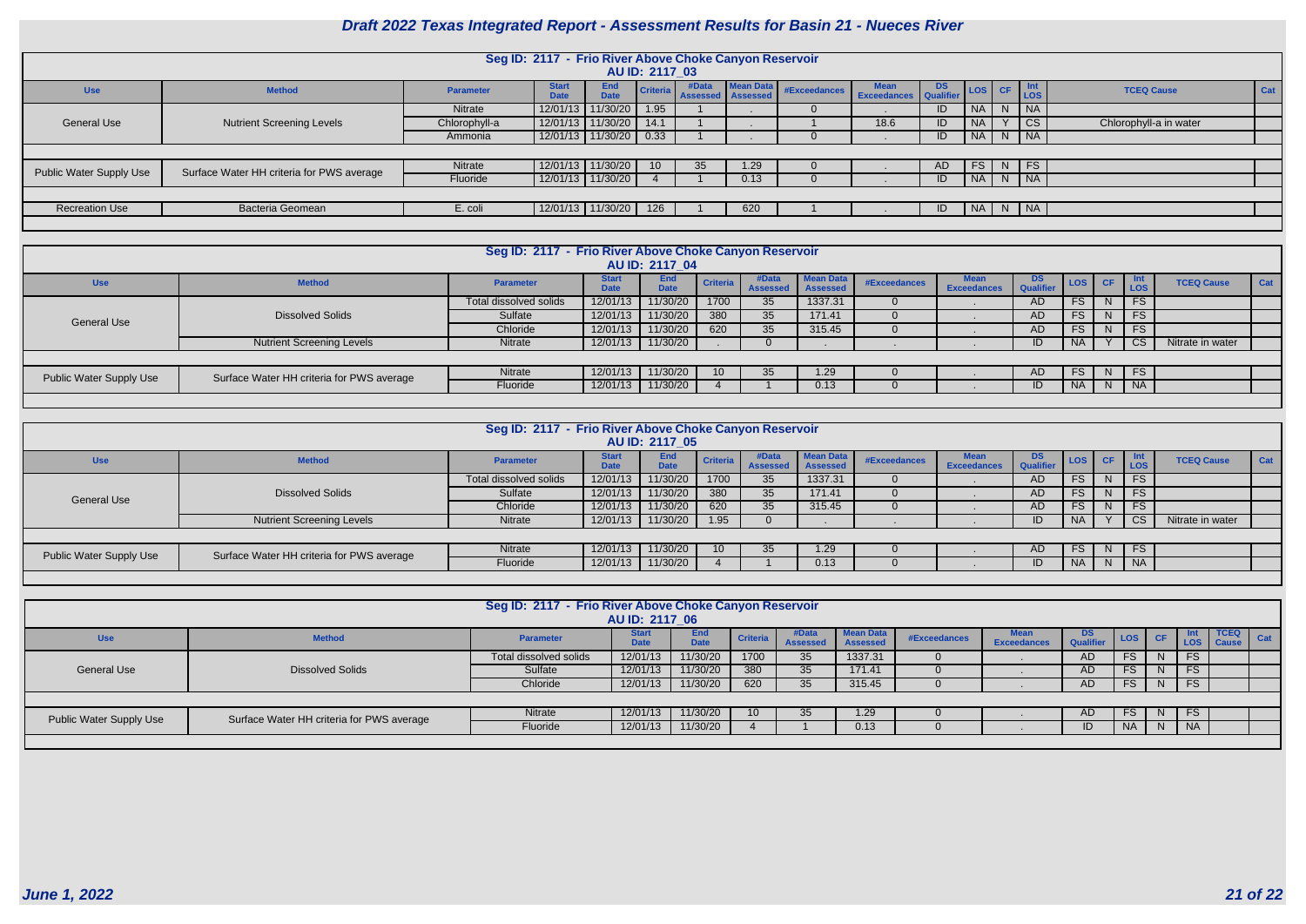# Draft 2022 Texas Integrated Report - Assessment Results for Basin 21 - Nueces River

## Seg ID: 2117 - Frio River Above Choke Canyon Reservoir

### AU ID: 2117_03

| Use | Method | Parameter | Start Date | End Date | Criteria | #Data Assessed | Mean Data Assessed | #Exceedances | Mean Exceedances | DS Qualifier | LOS | CF | Int LOS | TCEQ Cause | Cat |
|---|---|---|---|---|---|---|---|---|---|---|---|---|---|---|---|
| General Use | Nutrient Screening Levels | Nitrate | 12/01/13 | 11/30/20 | 1.95 | 1 | . | 0 | . | ID | NA | N | NA | | |
| | | Chlorophyll-a | 12/01/13 | 11/30/20 | 14.1 | 1 | . | 1 | 18.6 | ID | NA | Y | CS | Chlorophyll-a in water | |
| | | Ammonia | 12/01/13 | 11/30/20 | 0.33 | 1 | . | 0 | . | ID | NA | N | NA | | |
| Public Water Supply Use | Surface Water HH criteria for PWS average | Nitrate | 12/01/13 | 11/30/20 | 10 | 35 | 1.29 | 0 | . | AD | FS | N | FS | | |
| | | Fluoride | 12/01/13 | 11/30/20 | 4 | 1 | 0.13 | 0 | . | ID | NA | N | NA | | |
| Recreation Use | Bacteria Geomean | E. coli | 12/01/13 | 11/30/20 | 126 | 1 | 620 | 1 | . | ID | NA | N | NA | | |

## Seg ID: 2117 - Frio River Above Choke Canyon Reservoir

### AU ID: 2117_04

| Use | Method | Parameter | Start Date | End Date | Criteria | #Data Assessed | Mean Data Assessed | #Exceedances | Mean Exceedances | DS Qualifier | LOS | CF | Int LOS | TCEQ Cause | Cat |
|---|---|---|---|---|---|---|---|---|---|---|---|---|---|---|---|
| General Use | Dissolved Solids | Total dissolved solids | 12/01/13 | 11/30/20 | 1700 | 35 | 1337.31 | 0 | . | AD | FS | N | FS | | |
| | | Sulfate | 12/01/13 | 11/30/20 | 380 | 35 | 171.41 | 0 | . | AD | FS | N | FS | | |
| | | Chloride | 12/01/13 | 11/30/20 | 620 | 35 | 315.45 | 0 | . | AD | FS | N | FS | | |
| | Nutrient Screening Levels | Nitrate | 12/01/13 | 11/30/20 | . | 0 | . | . | . | ID | NA | Y | CS | Nitrate in water | |
| Public Water Supply Use | Surface Water HH criteria for PWS average | Nitrate | 12/01/13 | 11/30/20 | 10 | 35 | 1.29 | 0 | . | AD | FS | N | FS | | |
| | | Fluoride | 12/01/13 | 11/30/20 | 4 | 1 | 0.13 | 0 | . | ID | NA | N | NA | | |

## Seg ID: 2117 - Frio River Above Choke Canyon Reservoir

### AU ID: 2117_05

| Use | Method | Parameter | Start Date | End Date | Criteria | #Data Assessed | Mean Data Assessed | #Exceedances | Mean Exceedances | DS Qualifier | LOS | CF | Int LOS | TCEQ Cause | Cat |
|---|---|---|---|---|---|---|---|---|---|---|---|---|---|---|---|
| General Use | Dissolved Solids | Total dissolved solids | 12/01/13 | 11/30/20 | 1700 | 35 | 1337.31 | 0 | . | AD | FS | N | FS | | |
| | | Sulfate | 12/01/13 | 11/30/20 | 380 | 35 | 171.41 | 0 | . | AD | FS | N | FS | | |
| | | Chloride | 12/01/13 | 11/30/20 | 620 | 35 | 315.45 | 0 | . | AD | FS | N | FS | | |
| | Nutrient Screening Levels | Nitrate | 12/01/13 | 11/30/20 | 1.95 | 0 | . | . | . | ID | NA | Y | CS | Nitrate in water | |
| Public Water Supply Use | Surface Water HH criteria for PWS average | Nitrate | 12/01/13 | 11/30/20 | 10 | 35 | 1.29 | 0 | . | AD | FS | N | FS | | |
| | | Fluoride | 12/01/13 | 11/30/20 | 4 | 1 | 0.13 | 0 | . | ID | NA | N | NA | | |

## Seg ID: 2117 - Frio River Above Choke Canyon Reservoir

### AU ID: 2117_06

| Use | Method | Parameter | Start Date | End Date | Criteria | #Data Assessed | Mean Data Assessed | #Exceedances | Mean Exceedances | DS Qualifier | LOS | CF | Int LOS | TCEQ Cause | Cat |
|---|---|---|---|---|---|---|---|---|---|---|---|---|---|---|---|
| General Use | Dissolved Solids | Total dissolved solids | 12/01/13 | 11/30/20 | 1700 | 35 | 1337.31 | 0 | . | AD | FS | N | FS | | |
| | | Sulfate | 12/01/13 | 11/30/20 | 380 | 35 | 171.41 | 0 | . | AD | FS | N | FS | | |
| | | Chloride | 12/01/13 | 11/30/20 | 620 | 35 | 315.45 | 0 | . | AD | FS | N | FS | | |
| Public Water Supply Use | Surface Water HH criteria for PWS average | Nitrate | 12/01/13 | 11/30/20 | 10 | 35 | 1.29 | 0 | . | AD | FS | N | FS | | |
| | | Fluoride | 12/01/13 | 11/30/20 | 4 | 1 | 0.13 | 0 | . | ID | NA | N | NA | | |

*June 1, 2022*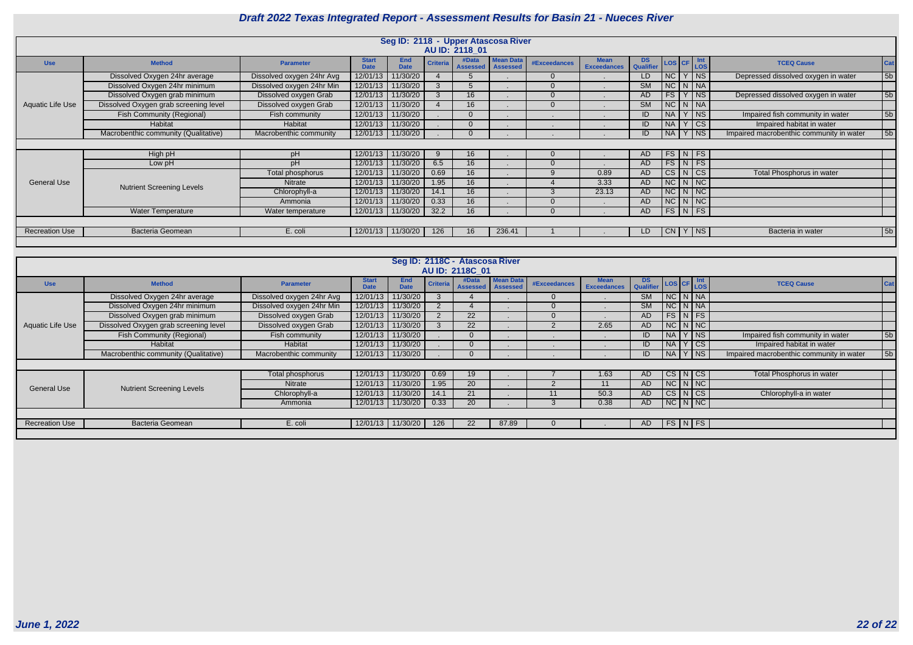# Draft 2022 Texas Integrated Report - Assessment Results for Basin 21 - Nueces River

## Seg ID: 2118 - Upper Atascosa River

### AU ID: 2118_01

| Use | Method | Parameter | Start Date | End Date | Criteria | #Data Assessed | Mean Data Assessed | #Exceedances | Mean Exceedances | DS Qualifier | LOS | CF | Int LOS | TCEQ Cause | Cat |
|---|---|---|---|---|---|---|---|---|---|---|---|---|---|---|---|
| Aquatic Life Use | Dissolved Oxygen 24hr average | Dissolved oxygen 24hr Avg | 12/01/13 | 11/30/20 | 4 | 5 | . | 0 | . | LD | NC | Y | NS | Depressed dissolved oxygen in water | 5b |
| | Dissolved Oxygen 24hr minimum | Dissolved oxygen 24hr Min | 12/01/13 | 11/30/20 | 3 | 5 | . | 0 | . | SM | NC | N | NA | | |
| | Dissolved Oxygen grab minimum | Dissolved oxygen Grab | 12/01/13 | 11/30/20 | 3 | 16 | . | 0 | . | AD | FS | Y | NS | Depressed dissolved oxygen in water | 5b |
| | Dissolved Oxygen grab screening level | Dissolved oxygen Grab | 12/01/13 | 11/30/20 | 4 | 16 | . | 0 | . | SM | NC | N | NA | | |
| | Fish Community (Regional) | Fish community | 12/01/13 | 11/30/20 | . | 0 | . | . | . | ID | NA | Y | NS | Impaired fish community in water | 5b |
| | Habitat | Habitat | 12/01/13 | 11/30/20 | . | 0 | . | . | . | ID | NA | Y | CS | Impaired habitat in water | |
| | Macrobenthic community (Qualitative) | Macrobenthic community | 12/01/13 | 11/30/20 | . | 0 | . | . | . | ID | NA | Y | NS | Impaired macrobenthic community in water | 5b |
| General Use | High pH | pH | 12/01/13 | 11/30/20 | 9 | 16 | . | 0 | . | AD | FS | N | FS | | |
| | Low pH | pH | 12/01/13 | 11/30/20 | 6.5 | 16 | . | 0 | . | AD | FS | N | FS | | |
| | Nutrient Screening Levels | Total phosphorus | 12/01/13 | 11/30/20 | 0.69 | 16 | . | 9 | 0.89 | AD | CS | N | CS | Total Phosphorus in water | |
| | | Nitrate | 12/01/13 | 11/30/20 | 1.95 | 16 | . | 4 | 3.33 | AD | NC | N | NC | | |
| | | Chlorophyll-a | 12/01/13 | 11/30/20 | 14.1 | 16 | . | 3 | 23.13 | AD | NC | N | NC | | |
| | | Ammonia | 12/01/13 | 11/30/20 | 0.33 | 16 | . | 0 | . | AD | NC | N | NC | | |
| | Water Temperature | Water temperature | 12/01/13 | 11/30/20 | 32.2 | 16 | . | 0 | . | AD | FS | N | FS | | |
| Recreation Use | Bacteria Geomean | E. coli | 12/01/13 | 11/30/20 | 126 | 16 | 236.41 | 1 | . | LD | CN | Y | NS | Bacteria in water | 5b |

## Seg ID: 2118C - Atascosa River

### AU ID: 2118C_01

| Use | Method | Parameter | Start Date | End Date | Criteria | #Data Assessed | Mean Data Assessed | #Exceedances | Mean Exceedances | DS Qualifier | LOS | CF | Int LOS | TCEQ Cause | Cat |
|---|---|---|---|---|---|---|---|---|---|---|---|---|---|---|---|
| Aquatic Life Use | Dissolved Oxygen 24hr average | Dissolved oxygen 24hr Avg | 12/01/13 | 11/30/20 | 3 | 4 | . | 0 | . | SM | NC | N | NA | | |
| | Dissolved Oxygen 24hr minimum | Dissolved oxygen 24hr Min | 12/01/13 | 11/30/20 | 2 | 4 | . | 0 | . | SM | NC | N | NA | | |
| | Dissolved Oxygen grab minimum | Dissolved oxygen Grab | 12/01/13 | 11/30/20 | 2 | 22 | . | 0 | . | AD | FS | N | FS | | |
| | Dissolved Oxygen grab screening level | Dissolved oxygen Grab | 12/01/13 | 11/30/20 | 3 | 22 | . | 2 | 2.65 | AD | NC | N | NC | | |
| | Fish Community (Regional) | Fish community | 12/01/13 | 11/30/20 | . | 0 | . | . | . | ID | NA | Y | NS | Impaired fish community in water | 5b |
| | Habitat | Habitat | 12/01/13 | 11/30/20 | . | 0 | . | . | . | ID | NA | Y | CS | Impaired habitat in water | |
| | Macrobenthic community (Qualitative) | Macrobenthic community | 12/01/13 | 11/30/20 | . | 0 | . | . | . | ID | NA | Y | NS | Impaired macrobenthic community in water | 5b |
| General Use | Nutrient Screening Levels | Total phosphorus | 12/01/13 | 11/30/20 | 0.69 | 19 | . | 7 | 1.63 | AD | CS | N | CS | Total Phosphorus in water | |
| | | Nitrate | 12/01/13 | 11/30/20 | 1.95 | 20 | . | 2 | 11 | AD | NC | N | NC | | |
| | | Chlorophyll-a | 12/01/13 | 11/30/20 | 14.1 | 21 | . | 11 | 50.3 | AD | CS | N | CS | Chlorophyll-a in water | |
| | | Ammonia | 12/01/13 | 11/30/20 | 0.33 | 20 | . | 3 | 0.38 | AD | NC | N | NC | | |
| Recreation Use | Bacteria Geomean | E. coli | 12/01/13 | 11/30/20 | 126 | 22 | 87.89 | 0 | . | AD | FS | N | FS | | |

June 1, 2022